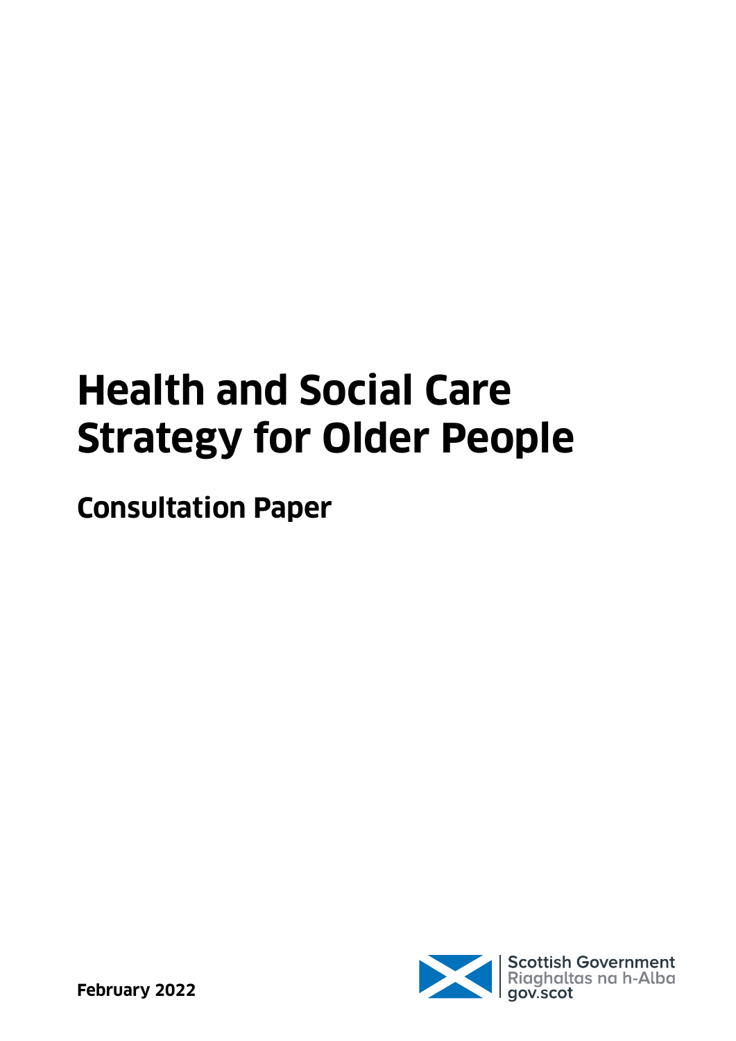# Health and Social Care Strategy for Older People

## Consultation Paper

**February 2022**

Scottish Government
Riaghaltas na h-Alba
gov.scot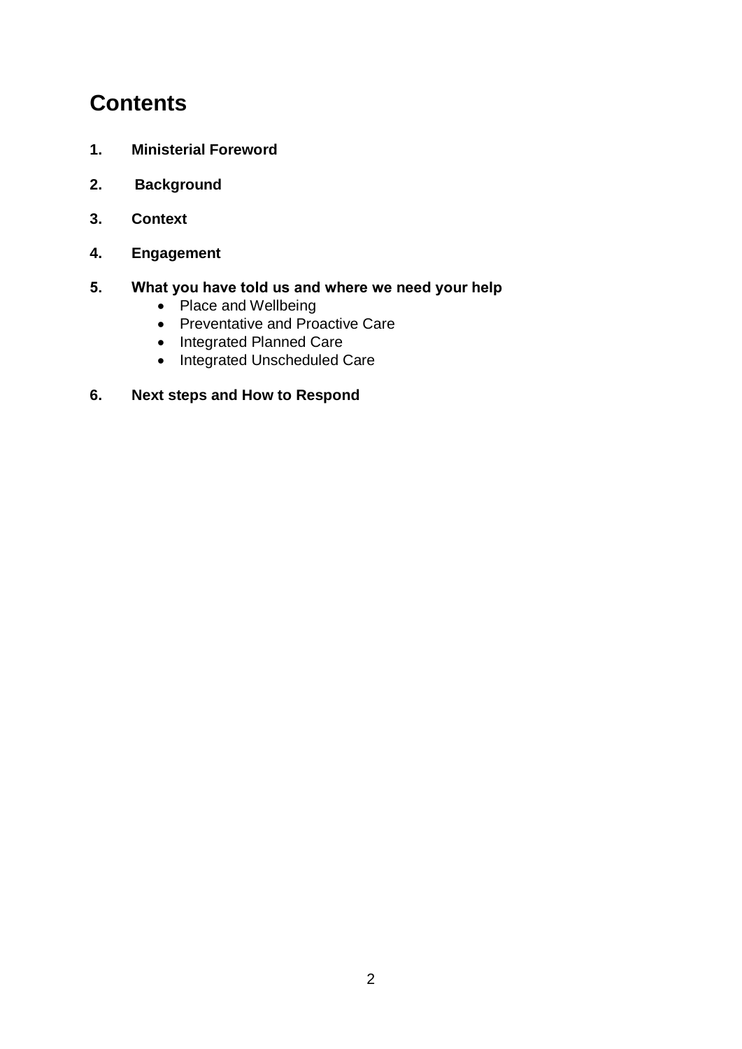# Contents

1. **Ministerial Foreword**

2. **Background**

3. **Context**

4. **Engagement**

5. **What you have told us and where we need your help**
    - Place and Wellbeing
    - Preventative and Proactive Care
    - Integrated Planned Care
    - Integrated Unscheduled Care

6. **Next steps and How to Respond**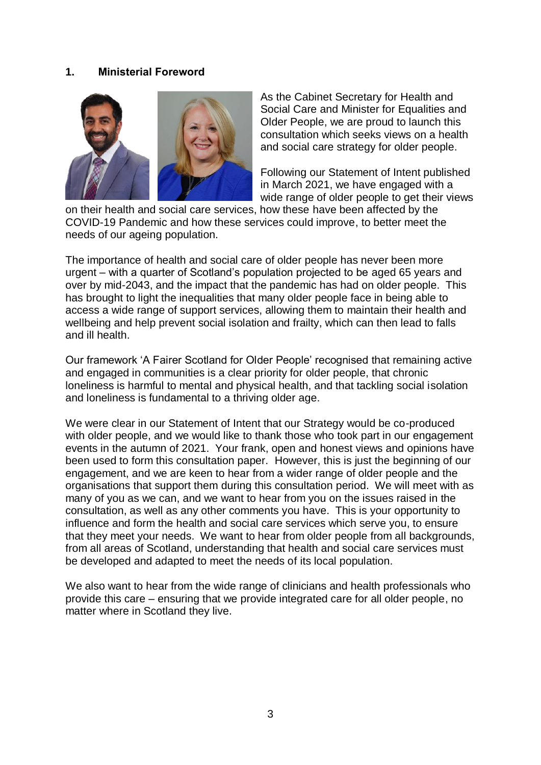## 1. Ministerial Foreword

As the Cabinet Secretary for Health and Social Care and Minister for Equalities and Older People, we are proud to launch this consultation which seeks views on a health and social care strategy for older people.

Following our Statement of Intent published in March 2021, we have engaged with a wide range of older people to get their views on their health and social care services, how these have been affected by the COVID-19 Pandemic and how these services could improve, to better meet the needs of our ageing population.

The importance of health and social care of older people has never been more urgent – with a quarter of Scotland's population projected to be aged 65 years and over by mid-2043, and the impact that the pandemic has had on older people. This has brought to light the inequalities that many older people face in being able to access a wide range of support services, allowing them to maintain their health and wellbeing and help prevent social isolation and frailty, which can then lead to falls and ill health.

Our framework 'A Fairer Scotland for Older People' recognised that remaining active and engaged in communities is a clear priority for older people, that chronic loneliness is harmful to mental and physical health, and that tackling social isolation and loneliness is fundamental to a thriving older age.

We were clear in our Statement of Intent that our Strategy would be co-produced with older people, and we would like to thank those who took part in our engagement events in the autumn of 2021. Your frank, open and honest views and opinions have been used to form this consultation paper. However, this is just the beginning of our engagement, and we are keen to hear from a wider range of older people and the organisations that support them during this consultation period. We will meet with as many of you as we can, and we want to hear from you on the issues raised in the consultation, as well as any other comments you have. This is your opportunity to influence and form the health and social care services which serve you, to ensure that they meet your needs. We want to hear from older people from all backgrounds, from all areas of Scotland, understanding that health and social care services must be developed and adapted to meet the needs of its local population.

We also want to hear from the wide range of clinicians and health professionals who provide this care – ensuring that we provide integrated care for all older people, no matter where in Scotland they live.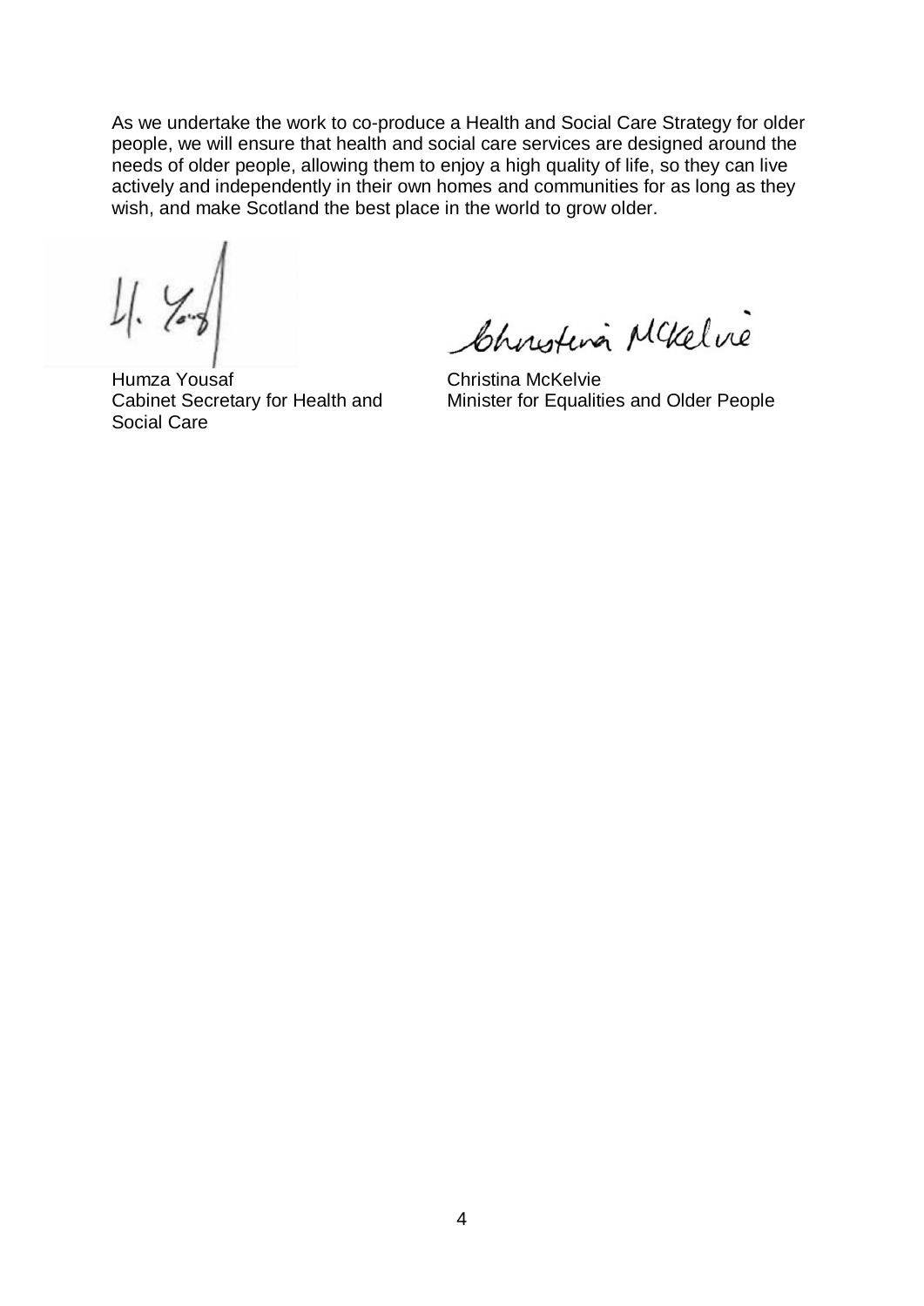As we undertake the work to co-produce a Health and Social Care Strategy for older people, we will ensure that health and social care services are designed around the needs of older people, allowing them to enjoy a high quality of life, so they can live actively and independently in their own homes and communities for as long as they wish, and make Scotland the best place in the world to grow older.

Humza Yousaf
Cabinet Secretary for Health and Social Care

Christina McKelvie
Minister for Equalities and Older People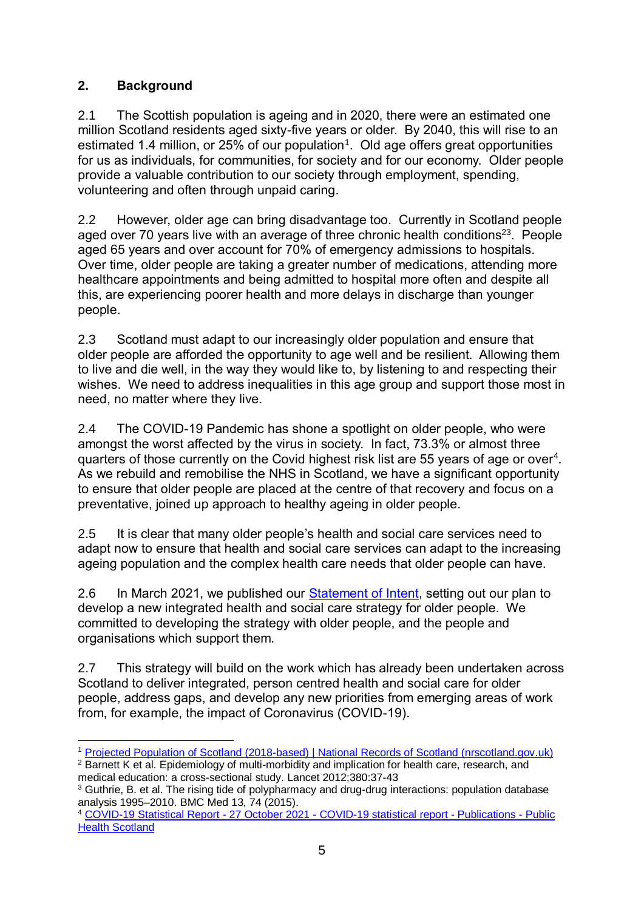## 2. Background

2.1 The Scottish population is ageing and in 2020, there were an estimated one million Scotland residents aged sixty-five years or older. By 2040, this will rise to an estimated 1.4 million, or 25% of our population[1]. Old age offers great opportunities for us as individuals, for communities, for society and for our economy. Older people provide a valuable contribution to our society through employment, spending, volunteering and often through unpaid caring.

2.2 However, older age can bring disadvantage too. Currently in Scotland people aged over 70 years live with an average of three chronic health conditions[2,3]. People aged 65 years and over account for 70% of emergency admissions to hospitals. Over time, older people are taking a greater number of medications, attending more healthcare appointments and being admitted to hospital more often and despite all this, are experiencing poorer health and more delays in discharge than younger people.

2.3 Scotland must adapt to our increasingly older population and ensure that older people are afforded the opportunity to age well and be resilient. Allowing them to live and die well, in the way they would like to, by listening to and respecting their wishes. We need to address inequalities in this age group and support those most in need, no matter where they live.

2.4 The COVID-19 Pandemic has shone a spotlight on older people, who were amongst the worst affected by the virus in society. In fact, 73.3% or almost three quarters of those currently on the Covid highest risk list are 55 years of age or over[4]. As we rebuild and remobilise the NHS in Scotland, we have a significant opportunity to ensure that older people are placed at the centre of that recovery and focus on a preventative, joined up approach to healthy ageing in older people.

2.5 It is clear that many older people's health and social care services need to adapt now to ensure that health and social care services can adapt to the increasing ageing population and the complex health care needs that older people can have.

2.6 In March 2021, we published our Statement of Intent, setting out our plan to develop a new integrated health and social care strategy for older people. We committed to developing the strategy with older people, and the people and organisations which support them.

2.7 This strategy will build on the work which has already been undertaken across Scotland to deliver integrated, person centred health and social care for older people, address gaps, and develop any new priorities from emerging areas of work from, for example, the impact of Coronavirus (COVID-19).

---

[1] Projected Population of Scotland (2018-based) | National Records of Scotland (nrscotland.gov.uk)

[2] Barnett K et al. Epidemiology of multi-morbidity and implication for health care, research, and medical education: a cross-sectional study. Lancet 2012;380:37-43

[3] Guthrie, B. et al. The rising tide of polypharmacy and drug-drug interactions: population database analysis 1995–2010. BMC Med 13, 74 (2015).

[4] COVID-19 Statistical Report - 27 October 2021 - COVID-19 statistical report - Publications - Public Health Scotland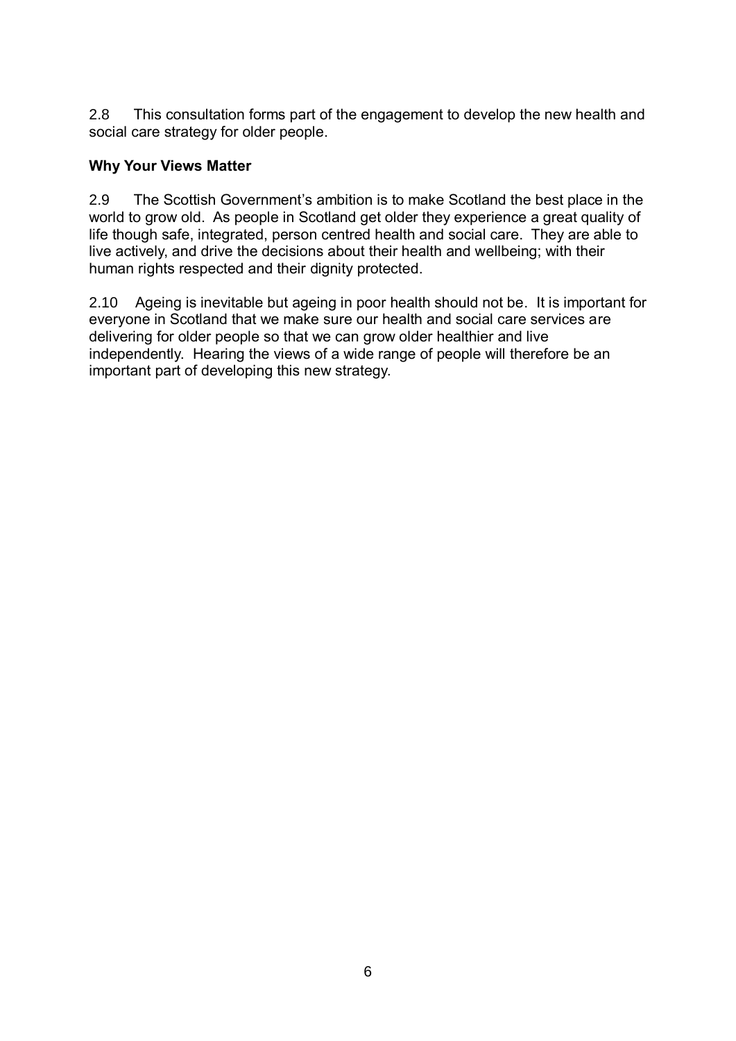2.8 This consultation forms part of the engagement to develop the new health and social care strategy for older people.

**Why Your Views Matter**

2.9 The Scottish Government's ambition is to make Scotland the best place in the world to grow old. As people in Scotland get older they experience a great quality of life though safe, integrated, person centred health and social care. They are able to live actively, and drive the decisions about their health and wellbeing; with their human rights respected and their dignity protected.

2.10 Ageing is inevitable but ageing in poor health should not be. It is important for everyone in Scotland that we make sure our health and social care services are delivering for older people so that we can grow older healthier and live independently. Hearing the views of a wide range of people will therefore be an important part of developing this new strategy.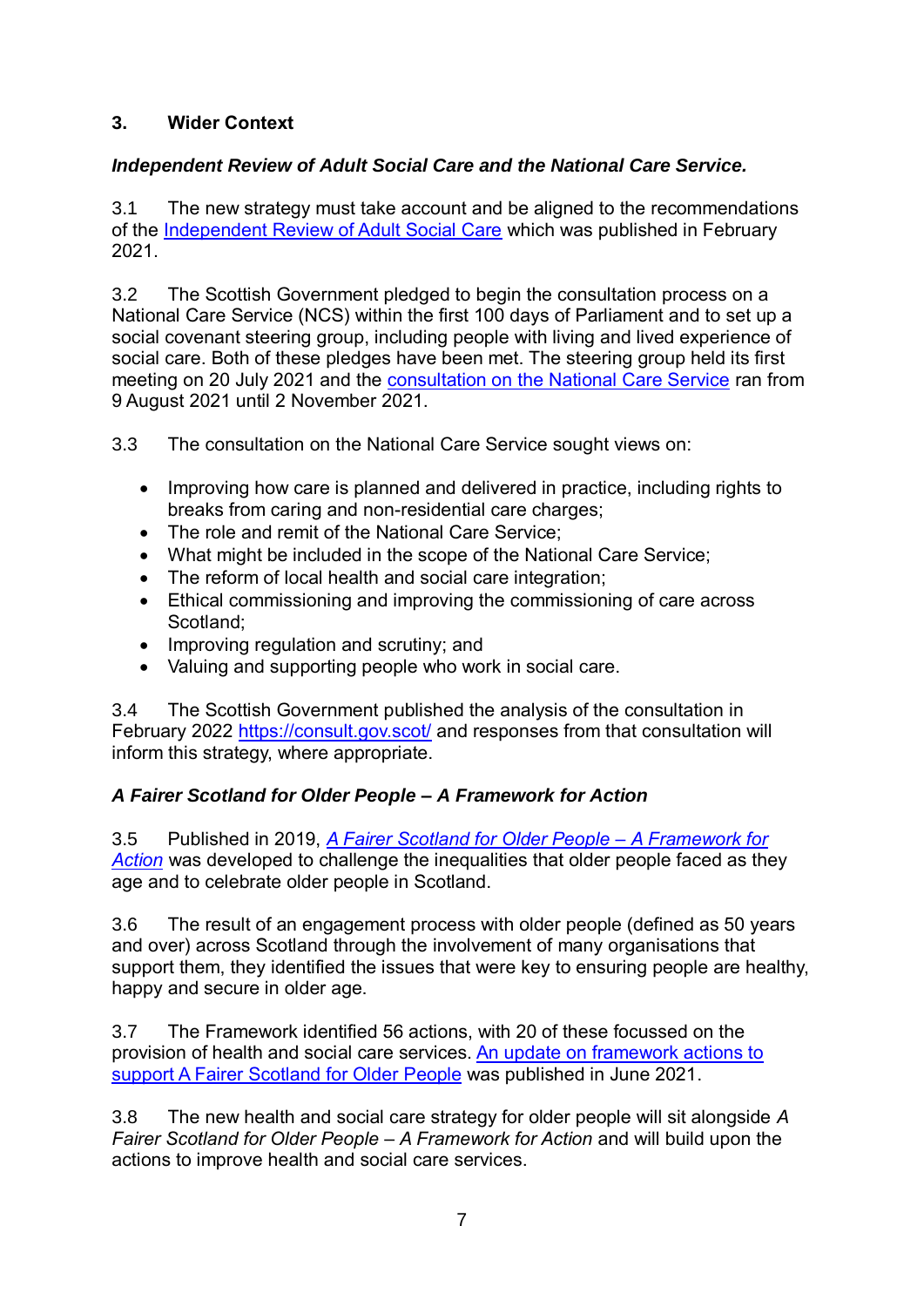## 3. Wider Context

### *Independent Review of Adult Social Care and the National Care Service.*

3.1 The new strategy must take account and be aligned to the recommendations of the Independent Review of Adult Social Care which was published in February 2021.

3.2 The Scottish Government pledged to begin the consultation process on a National Care Service (NCS) within the first 100 days of Parliament and to set up a social covenant steering group, including people with living and lived experience of social care. Both of these pledges have been met. The steering group held its first meeting on 20 July 2021 and the consultation on the National Care Service ran from 9 August 2021 until 2 November 2021.

3.3 The consultation on the National Care Service sought views on:

- Improving how care is planned and delivered in practice, including rights to breaks from caring and non-residential care charges;
- The role and remit of the National Care Service;
- What might be included in the scope of the National Care Service;
- The reform of local health and social care integration;
- Ethical commissioning and improving the commissioning of care across Scotland;
- Improving regulation and scrutiny; and
- Valuing and supporting people who work in social care.

3.4 The Scottish Government published the analysis of the consultation in February 2022 https://consult.gov.scot/ and responses from that consultation will inform this strategy, where appropriate.

### *A Fairer Scotland for Older People – A Framework for Action*

3.5 Published in 2019, *A Fairer Scotland for Older People – A Framework for Action* was developed to challenge the inequalities that older people faced as they age and to celebrate older people in Scotland.

3.6 The result of an engagement process with older people (defined as 50 years and over) across Scotland through the involvement of many organisations that support them, they identified the issues that were key to ensuring people are healthy, happy and secure in older age.

3.7 The Framework identified 56 actions, with 20 of these focussed on the provision of health and social care services. An update on framework actions to support A Fairer Scotland for Older People was published in June 2021.

3.8 The new health and social care strategy for older people will sit alongside *A Fairer Scotland for Older People – A Framework for Action* and will build upon the actions to improve health and social care services.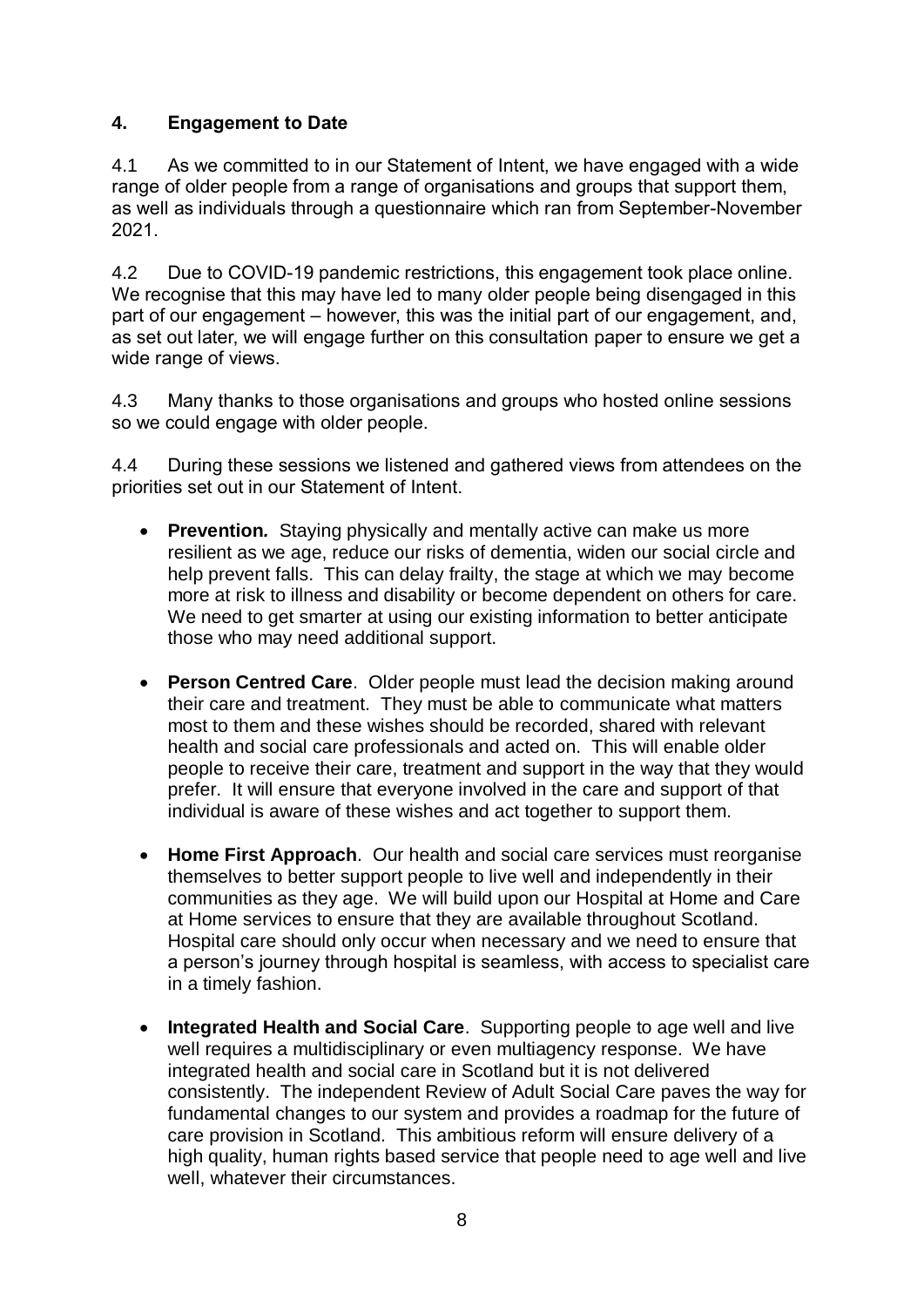## 4. Engagement to Date

4.1 As we committed to in our Statement of Intent, we have engaged with a wide range of older people from a range of organisations and groups that support them, as well as individuals through a questionnaire which ran from September-November 2021.

4.2 Due to COVID-19 pandemic restrictions, this engagement took place online. We recognise that this may have led to many older people being disengaged in this part of our engagement – however, this was the initial part of our engagement, and, as set out later, we will engage further on this consultation paper to ensure we get a wide range of views.

4.3 Many thanks to those organisations and groups who hosted online sessions so we could engage with older people.

4.4 During these sessions we listened and gathered views from attendees on the priorities set out in our Statement of Intent.

- **Prevention.** Staying physically and mentally active can make us more resilient as we age, reduce our risks of dementia, widen our social circle and help prevent falls. This can delay frailty, the stage at which we may become more at risk to illness and disability or become dependent on others for care. We need to get smarter at using our existing information to better anticipate those who may need additional support.

- **Person Centred Care**. Older people must lead the decision making around their care and treatment. They must be able to communicate what matters most to them and these wishes should be recorded, shared with relevant health and social care professionals and acted on. This will enable older people to receive their care, treatment and support in the way that they would prefer. It will ensure that everyone involved in the care and support of that individual is aware of these wishes and act together to support them.

- **Home First Approach**. Our health and social care services must reorganise themselves to better support people to live well and independently in their communities as they age. We will build upon our Hospital at Home and Care at Home services to ensure that they are available throughout Scotland. Hospital care should only occur when necessary and we need to ensure that a person's journey through hospital is seamless, with access to specialist care in a timely fashion.

- **Integrated Health and Social Care**. Supporting people to age well and live well requires a multidisciplinary or even multiagency response. We have integrated health and social care in Scotland but it is not delivered consistently. The independent Review of Adult Social Care paves the way for fundamental changes to our system and provides a roadmap for the future of care provision in Scotland. This ambitious reform will ensure delivery of a high quality, human rights based service that people need to age well and live well, whatever their circumstances.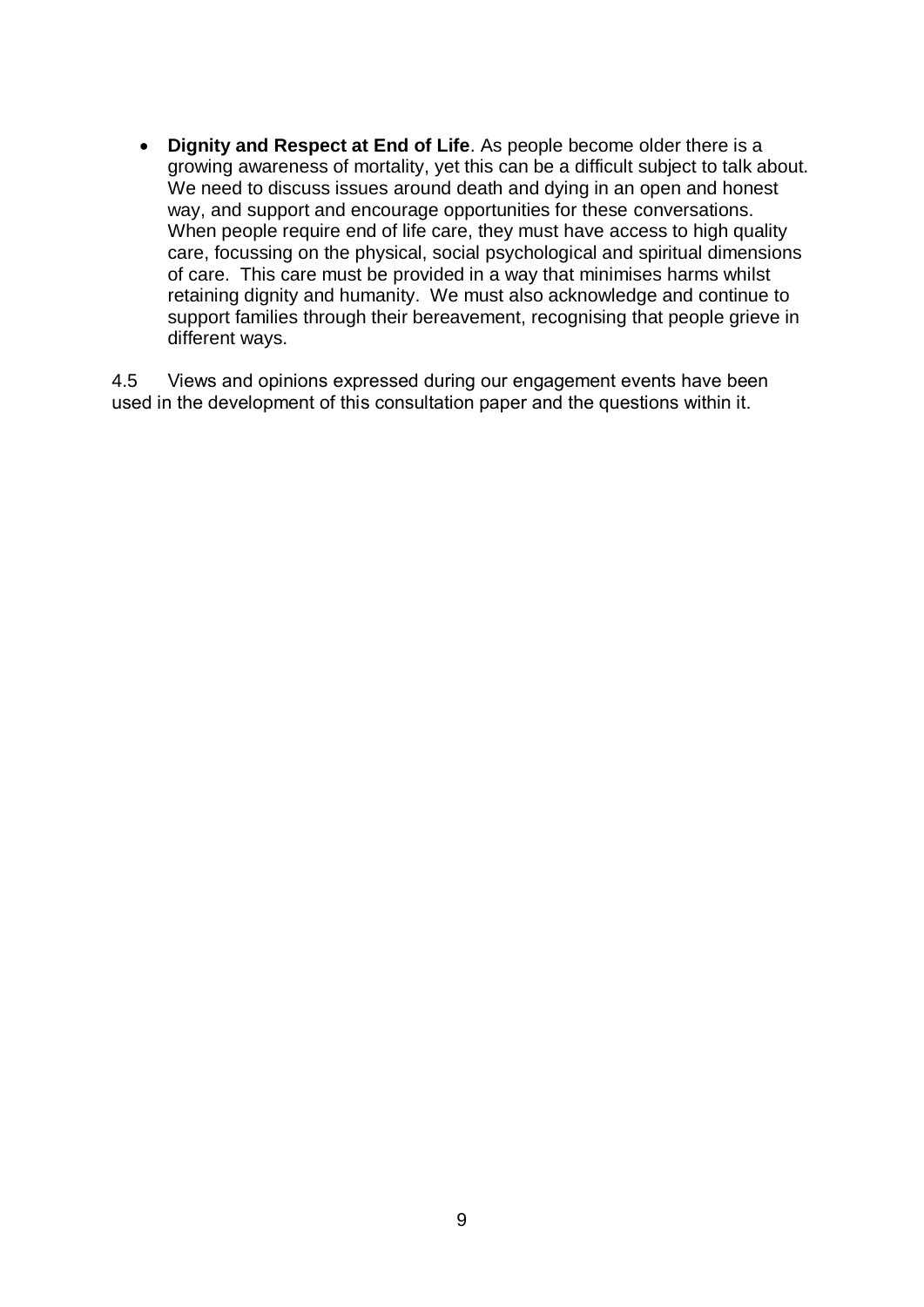- **Dignity and Respect at End of Life**. As people become older there is a growing awareness of mortality, yet this can be a difficult subject to talk about. We need to discuss issues around death and dying in an open and honest way, and support and encourage opportunities for these conversations. When people require end of life care, they must have access to high quality care, focussing on the physical, social psychological and spiritual dimensions of care. This care must be provided in a way that minimises harms whilst retaining dignity and humanity. We must also acknowledge and continue to support families through their bereavement, recognising that people grieve in different ways.

4.5 Views and opinions expressed during our engagement events have been used in the development of this consultation paper and the questions within it.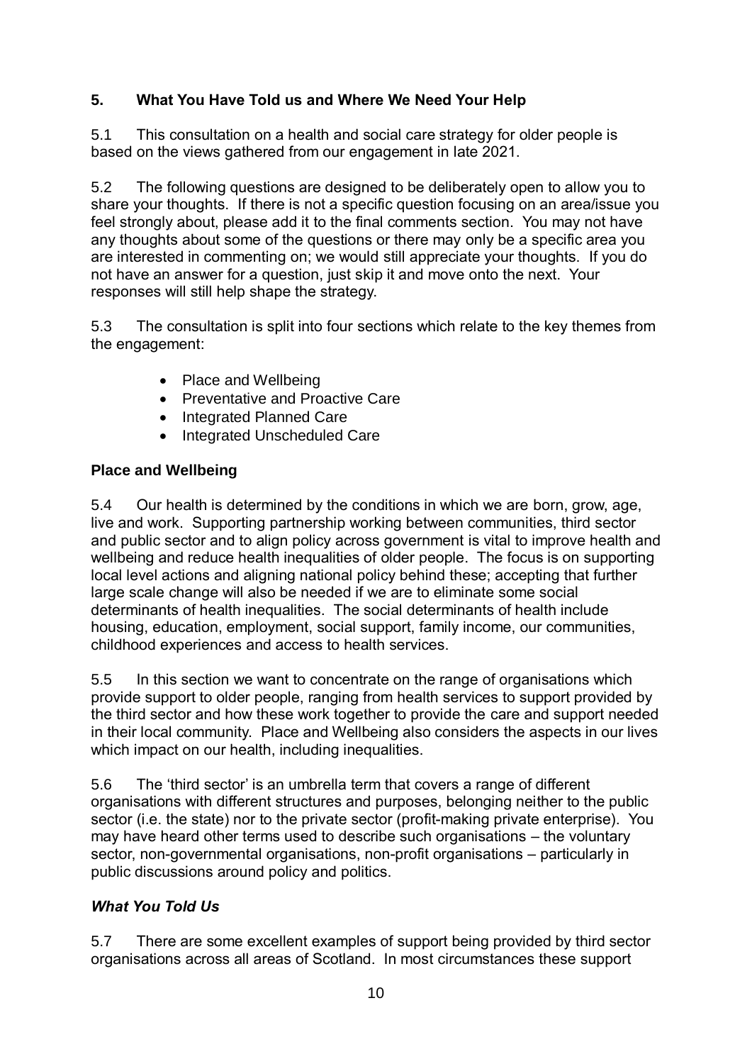## 5. What You Have Told us and Where We Need Your Help

5.1 This consultation on a health and social care strategy for older people is based on the views gathered from our engagement in late 2021.

5.2 The following questions are designed to be deliberately open to allow you to share your thoughts. If there is not a specific question focusing on an area/issue you feel strongly about, please add it to the final comments section. You may not have any thoughts about some of the questions or there may only be a specific area you are interested in commenting on; we would still appreciate your thoughts. If you do not have an answer for a question, just skip it and move onto the next. Your responses will still help shape the strategy.

5.3 The consultation is split into four sections which relate to the key themes from the engagement:

- Place and Wellbeing
- Preventative and Proactive Care
- Integrated Planned Care
- Integrated Unscheduled Care

### Place and Wellbeing

5.4 Our health is determined by the conditions in which we are born, grow, age, live and work. Supporting partnership working between communities, third sector and public sector and to align policy across government is vital to improve health and wellbeing and reduce health inequalities of older people. The focus is on supporting local level actions and aligning national policy behind these; accepting that further large scale change will also be needed if we are to eliminate some social determinants of health inequalities. The social determinants of health include housing, education, employment, social support, family income, our communities, childhood experiences and access to health services.

5.5 In this section we want to concentrate on the range of organisations which provide support to older people, ranging from health services to support provided by the third sector and how these work together to provide the care and support needed in their local community. Place and Wellbeing also considers the aspects in our lives which impact on our health, including inequalities.

5.6 The 'third sector' is an umbrella term that covers a range of different organisations with different structures and purposes, belonging neither to the public sector (i.e. the state) nor to the private sector (profit-making private enterprise). You may have heard other terms used to describe such organisations – the voluntary sector, non-governmental organisations, non-profit organisations – particularly in public discussions around policy and politics.

#### *What You Told Us*

5.7 There are some excellent examples of support being provided by third sector organisations across all areas of Scotland. In most circumstances these support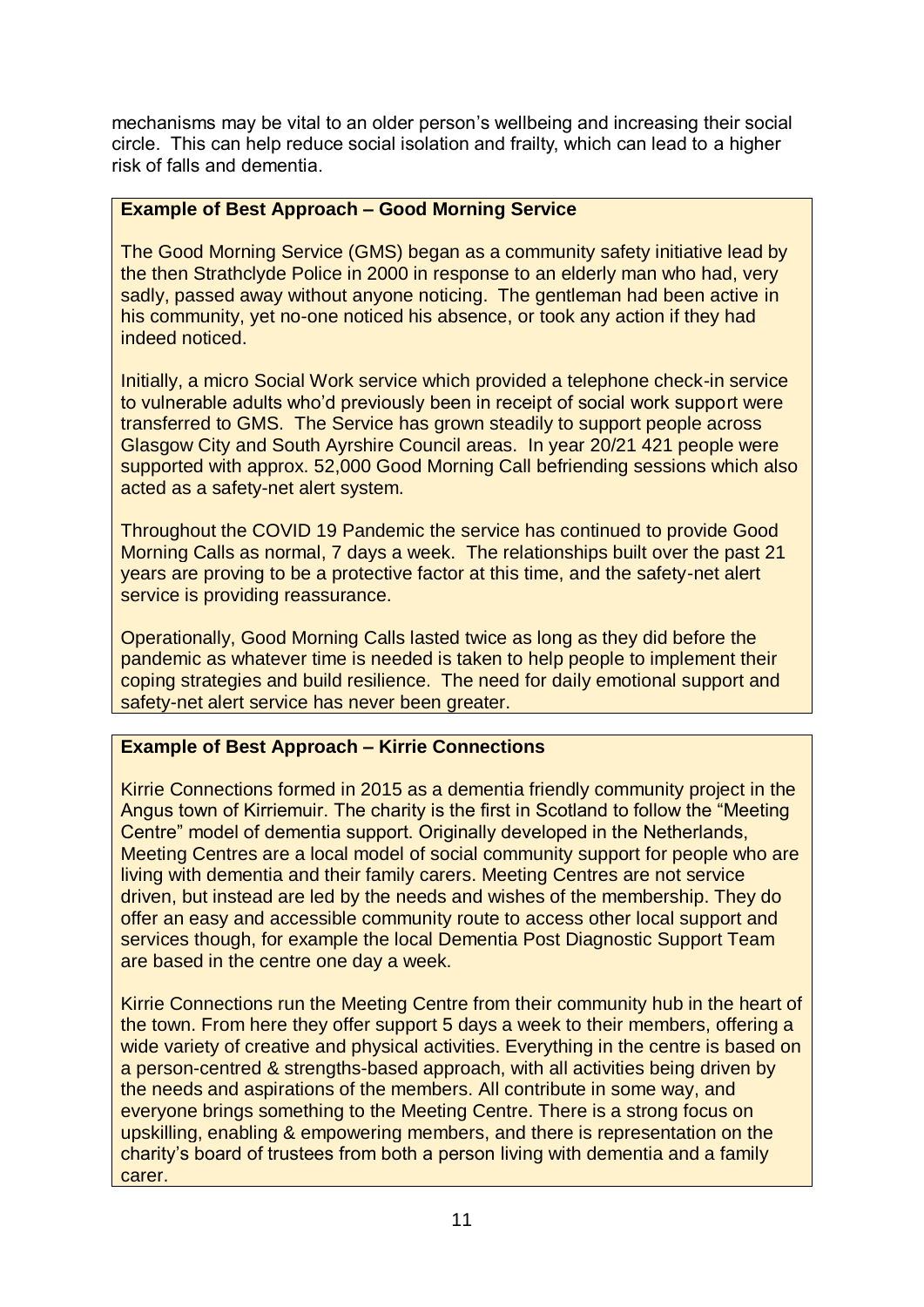mechanisms may be vital to an older person's wellbeing and increasing their social circle. This can help reduce social isolation and frailty, which can lead to a higher risk of falls and dementia.

**Example of Best Approach – Good Morning Service**

The Good Morning Service (GMS) began as a community safety initiative lead by the then Strathclyde Police in 2000 in response to an elderly man who had, very sadly, passed away without anyone noticing. The gentleman had been active in his community, yet no-one noticed his absence, or took any action if they had indeed noticed.

Initially, a micro Social Work service which provided a telephone check-in service to vulnerable adults who'd previously been in receipt of social work support were transferred to GMS. The Service has grown steadily to support people across Glasgow City and South Ayrshire Council areas. In year 20/21 421 people were supported with approx. 52,000 Good Morning Call befriending sessions which also acted as a safety-net alert system.

Throughout the COVID 19 Pandemic the service has continued to provide Good Morning Calls as normal, 7 days a week. The relationships built over the past 21 years are proving to be a protective factor at this time, and the safety-net alert service is providing reassurance.

Operationally, Good Morning Calls lasted twice as long as they did before the pandemic as whatever time is needed is taken to help people to implement their coping strategies and build resilience. The need for daily emotional support and safety-net alert service has never been greater.

**Example of Best Approach – Kirrie Connections**

Kirrie Connections formed in 2015 as a dementia friendly community project in the Angus town of Kirriemuir. The charity is the first in Scotland to follow the "Meeting Centre" model of dementia support. Originally developed in the Netherlands, Meeting Centres are a local model of social community support for people who are living with dementia and their family carers. Meeting Centres are not service driven, but instead are led by the needs and wishes of the membership. They do offer an easy and accessible community route to access other local support and services though, for example the local Dementia Post Diagnostic Support Team are based in the centre one day a week.

Kirrie Connections run the Meeting Centre from their community hub in the heart of the town. From here they offer support 5 days a week to their members, offering a wide variety of creative and physical activities. Everything in the centre is based on a person-centred & strengths-based approach, with all activities being driven by the needs and aspirations of the members. All contribute in some way, and everyone brings something to the Meeting Centre. There is a strong focus on upskilling, enabling & empowering members, and there is representation on the charity's board of trustees from both a person living with dementia and a family carer.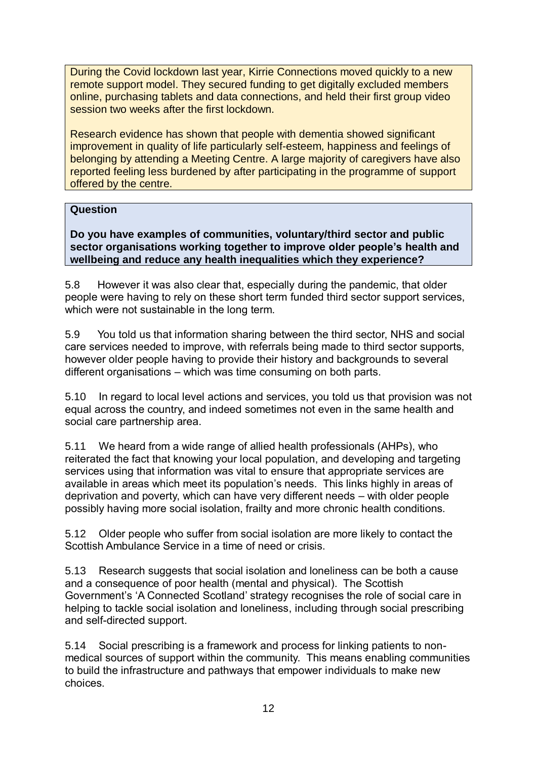During the Covid lockdown last year, Kirrie Connections moved quickly to a new remote support model. They secured funding to get digitally excluded members online, purchasing tablets and data connections, and held their first group video session two weeks after the first lockdown.

Research evidence has shown that people with dementia showed significant improvement in quality of life particularly self-esteem, happiness and feelings of belonging by attending a Meeting Centre. A large majority of caregivers have also reported feeling less burdened by after participating in the programme of support offered by the centre.

**Question**

**Do you have examples of communities, voluntary/third sector and public sector organisations working together to improve older people's health and wellbeing and reduce any health inequalities which they experience?**

5.8 However it was also clear that, especially during the pandemic, that older people were having to rely on these short term funded third sector support services, which were not sustainable in the long term.

5.9 You told us that information sharing between the third sector, NHS and social care services needed to improve, with referrals being made to third sector supports, however older people having to provide their history and backgrounds to several different organisations – which was time consuming on both parts.

5.10 In regard to local level actions and services, you told us that provision was not equal across the country, and indeed sometimes not even in the same health and social care partnership area.

5.11 We heard from a wide range of allied health professionals (AHPs), who reiterated the fact that knowing your local population, and developing and targeting services using that information was vital to ensure that appropriate services are available in areas which meet its population's needs. This links highly in areas of deprivation and poverty, which can have very different needs – with older people possibly having more social isolation, frailty and more chronic health conditions.

5.12 Older people who suffer from social isolation are more likely to contact the Scottish Ambulance Service in a time of need or crisis.

5.13 Research suggests that social isolation and loneliness can be both a cause and a consequence of poor health (mental and physical). The Scottish Government's 'A Connected Scotland' strategy recognises the role of social care in helping to tackle social isolation and loneliness, including through social prescribing and self-directed support.

5.14 Social prescribing is a framework and process for linking patients to non-medical sources of support within the community. This means enabling communities to build the infrastructure and pathways that empower individuals to make new choices.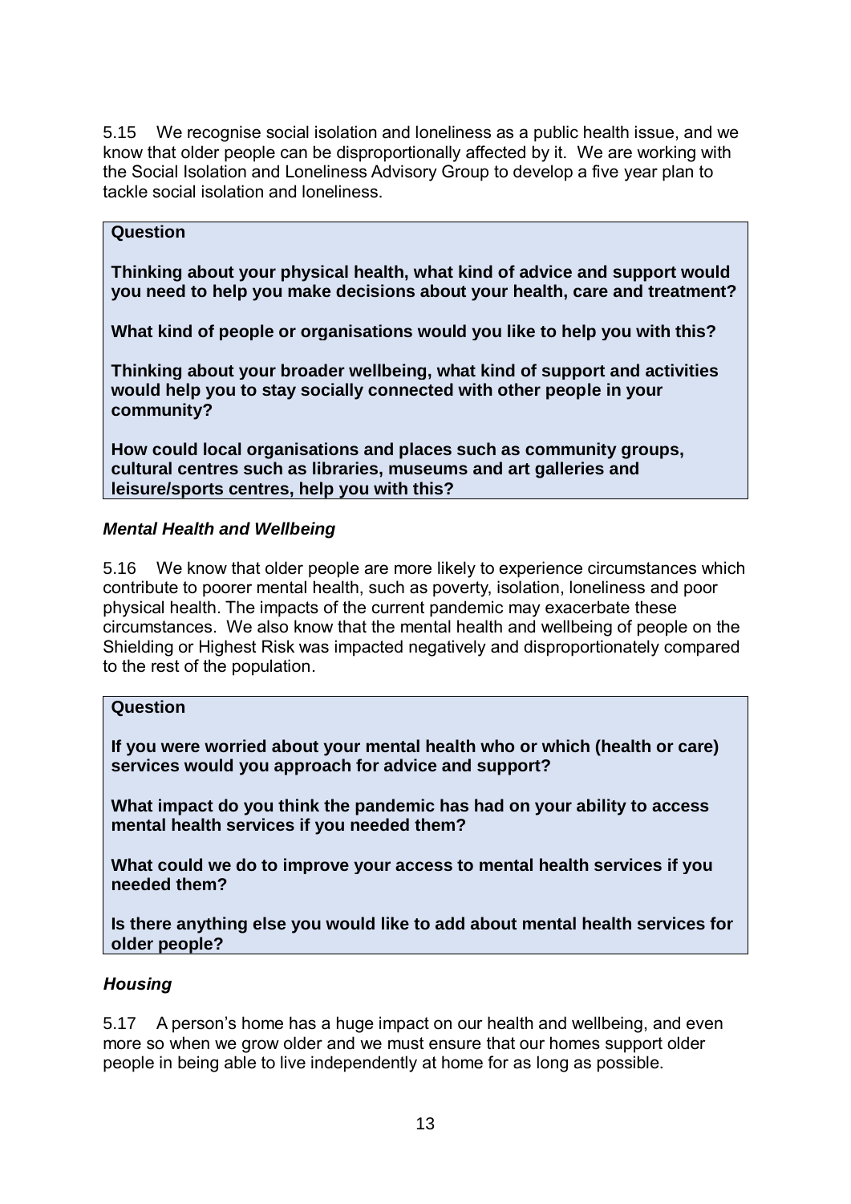5.15 We recognise social isolation and loneliness as a public health issue, and we know that older people can be disproportionally affected by it. We are working with the Social Isolation and Loneliness Advisory Group to develop a five year plan to tackle social isolation and loneliness.

> **Question**
>
> **Thinking about your physical health, what kind of advice and support would you need to help you make decisions about your health, care and treatment?**
>
> **What kind of people or organisations would you like to help you with this?**
>
> **Thinking about your broader wellbeing, what kind of support and activities would help you to stay socially connected with other people in your community?**
>
> **How could local organisations and places such as community groups, cultural centres such as libraries, museums and art galleries and leisure/sports centres, help you with this?**

### ***Mental Health and Wellbeing***

5.16 We know that older people are more likely to experience circumstances which contribute to poorer mental health, such as poverty, isolation, loneliness and poor physical health. The impacts of the current pandemic may exacerbate these circumstances. We also know that the mental health and wellbeing of people on the Shielding or Highest Risk was impacted negatively and disproportionately compared to the rest of the population.

> **Question**
>
> **If you were worried about your mental health who or which (health or care) services would you approach for advice and support?**
>
> **What impact do you think the pandemic has had on your ability to access mental health services if you needed them?**
>
> **What could we do to improve your access to mental health services if you needed them?**
>
> **Is there anything else you would like to add about mental health services for older people?**

### ***Housing***

5.17 A person's home has a huge impact on our health and wellbeing, and even more so when we grow older and we must ensure that our homes support older people in being able to live independently at home for as long as possible.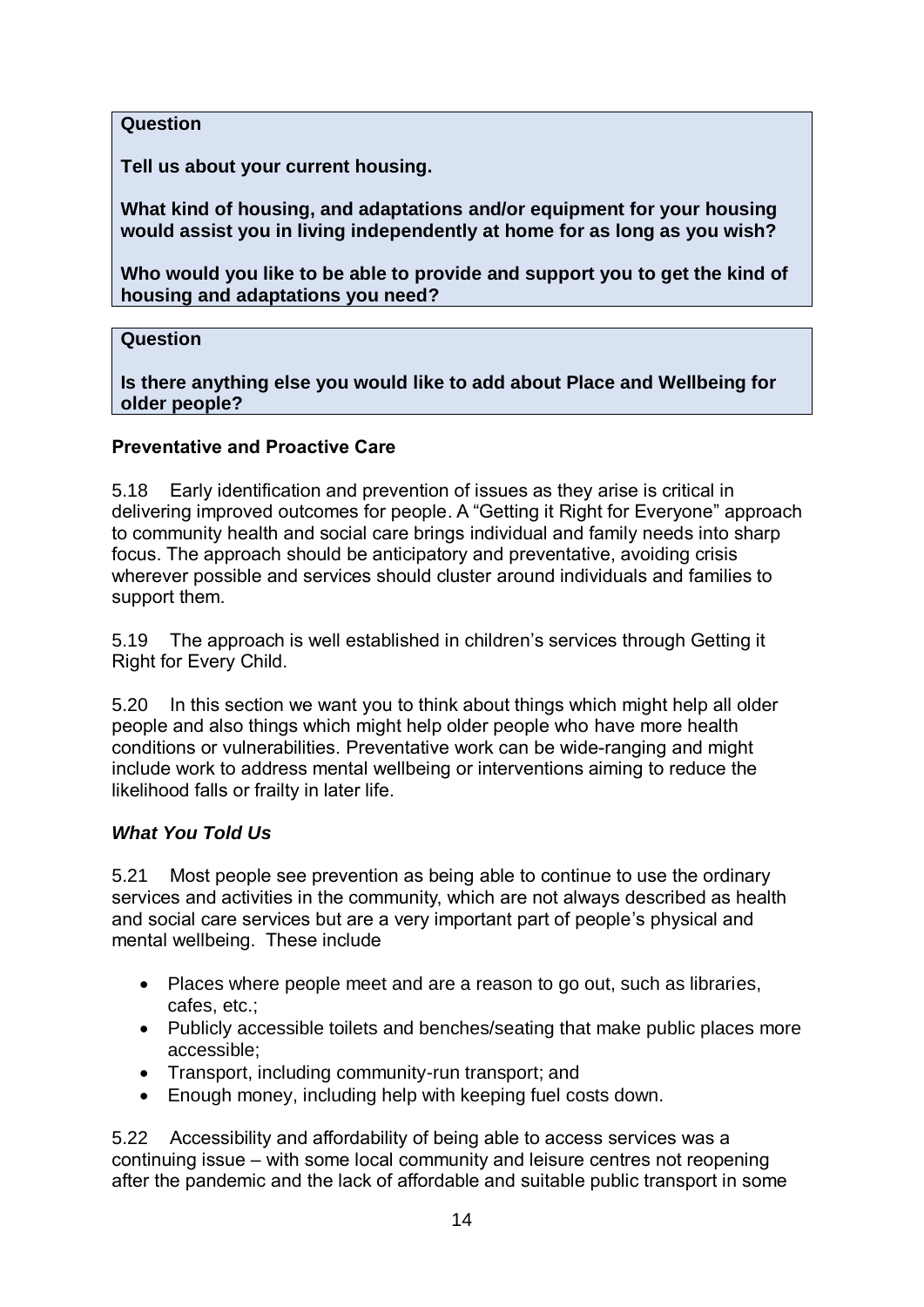**Question**

**Tell us about your current housing.**

**What kind of housing, and adaptations and/or equipment for your housing would assist you in living independently at home for as long as you wish?**

**Who would you like to be able to provide and support you to get the kind of housing and adaptations you need?**

**Question**

**Is there anything else you would like to add about Place and Wellbeing for older people?**

### Preventative and Proactive Care

5.18 Early identification and prevention of issues as they arise is critical in delivering improved outcomes for people. A "Getting it Right for Everyone" approach to community health and social care brings individual and family needs into sharp focus. The approach should be anticipatory and preventative, avoiding crisis wherever possible and services should cluster around individuals and families to support them.

5.19 The approach is well established in children's services through Getting it Right for Every Child.

5.20 In this section we want you to think about things which might help all older people and also things which might help older people who have more health conditions or vulnerabilities. Preventative work can be wide-ranging and might include work to address mental wellbeing or interventions aiming to reduce the likelihood falls or frailty in later life.

#### *What You Told Us*

5.21 Most people see prevention as being able to continue to use the ordinary services and activities in the community, which are not always described as health and social care services but are a very important part of people's physical and mental wellbeing. These include

- Places where people meet and are a reason to go out, such as libraries, cafes, etc.;
- Publicly accessible toilets and benches/seating that make public places more accessible;
- Transport, including community-run transport; and
- Enough money, including help with keeping fuel costs down.

5.22 Accessibility and affordability of being able to access services was a continuing issue – with some local community and leisure centres not reopening after the pandemic and the lack of affordable and suitable public transport in some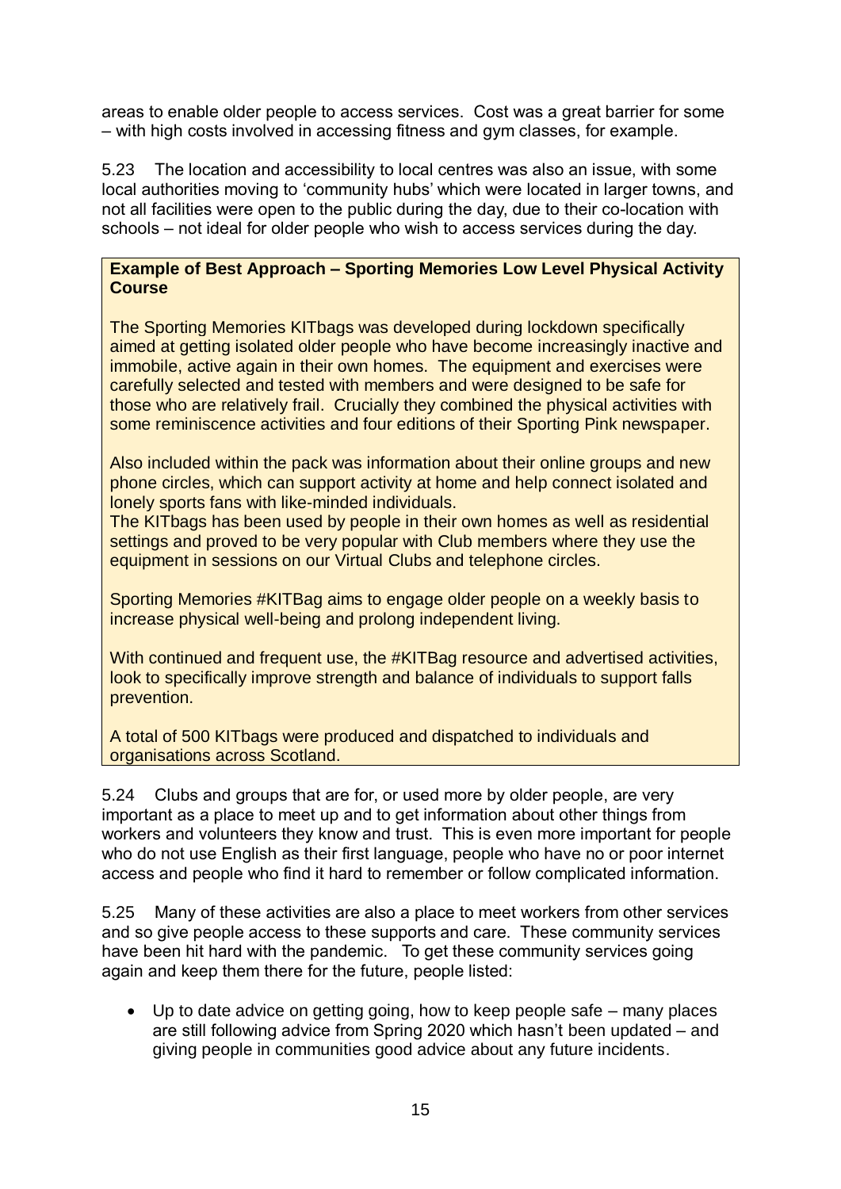areas to enable older people to access services. Cost was a great barrier for some – with high costs involved in accessing fitness and gym classes, for example.

5.23 The location and accessibility to local centres was also an issue, with some local authorities moving to 'community hubs' which were located in larger towns, and not all facilities were open to the public during the day, due to their co-location with schools – not ideal for older people who wish to access services during the day.

**Example of Best Approach – Sporting Memories Low Level Physical Activity Course**

The Sporting Memories KITbags was developed during lockdown specifically aimed at getting isolated older people who have become increasingly inactive and immobile, active again in their own homes. The equipment and exercises were carefully selected and tested with members and were designed to be safe for those who are relatively frail. Crucially they combined the physical activities with some reminiscence activities and four editions of their Sporting Pink newspaper.

Also included within the pack was information about their online groups and new phone circles, which can support activity at home and help connect isolated and lonely sports fans with like-minded individuals.
The KITbags has been used by people in their own homes as well as residential settings and proved to be very popular with Club members where they use the equipment in sessions on our Virtual Clubs and telephone circles.

Sporting Memories #KITBag aims to engage older people on a weekly basis to increase physical well-being and prolong independent living.

With continued and frequent use, the #KITBag resource and advertised activities, look to specifically improve strength and balance of individuals to support falls prevention.

A total of 500 KITbags were produced and dispatched to individuals and organisations across Scotland.

5.24 Clubs and groups that are for, or used more by older people, are very important as a place to meet up and to get information about other things from workers and volunteers they know and trust. This is even more important for people who do not use English as their first language, people who have no or poor internet access and people who find it hard to remember or follow complicated information.

5.25 Many of these activities are also a place to meet workers from other services and so give people access to these supports and care. These community services have been hit hard with the pandemic. To get these community services going again and keep them there for the future, people listed:

- Up to date advice on getting going, how to keep people safe – many places are still following advice from Spring 2020 which hasn't been updated – and giving people in communities good advice about any future incidents.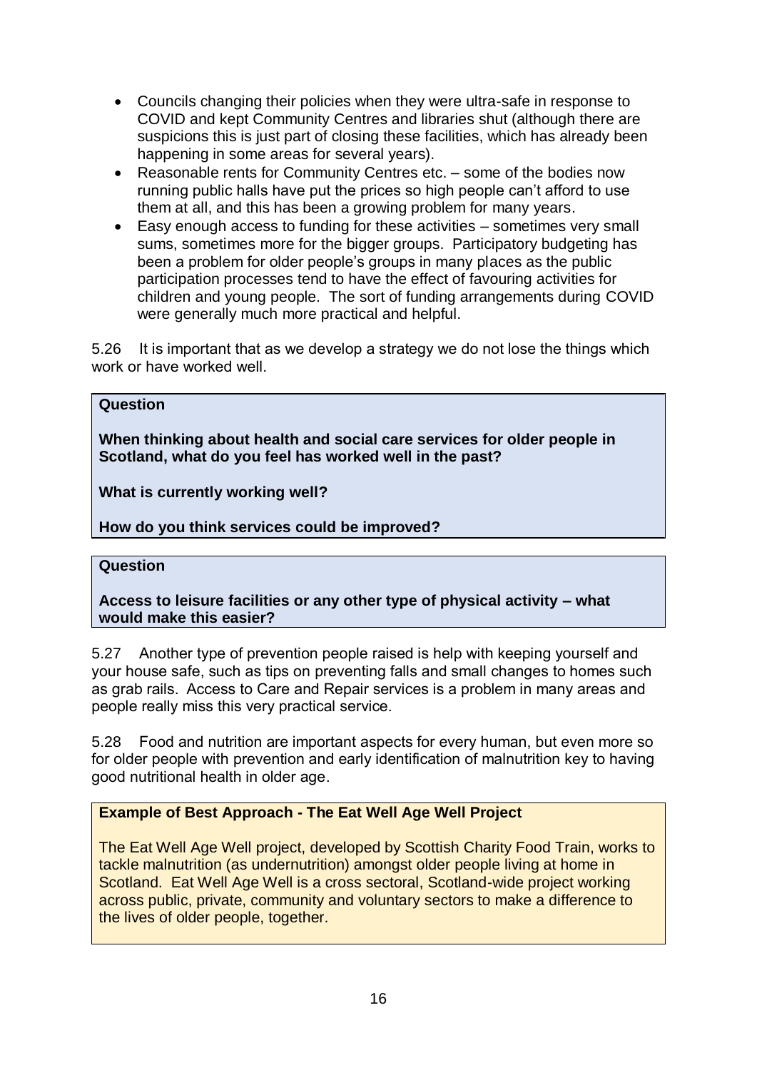- Councils changing their policies when they were ultra-safe in response to COVID and kept Community Centres and libraries shut (although there are suspicions this is just part of closing these facilities, which has already been happening in some areas for several years).
- Reasonable rents for Community Centres etc. – some of the bodies now running public halls have put the prices so high people can't afford to use them at all, and this has been a growing problem for many years.
- Easy enough access to funding for these activities – sometimes very small sums, sometimes more for the bigger groups. Participatory budgeting has been a problem for older people's groups in many places as the public participation processes tend to have the effect of favouring activities for children and young people. The sort of funding arrangements during COVID were generally much more practical and helpful.

5.26 It is important that as we develop a strategy we do not lose the things which work or have worked well.

> **Question**
>
> **When thinking about health and social care services for older people in Scotland, what do you feel has worked well in the past?**
>
> **What is currently working well?**
>
> **How do you think services could be improved?**

> **Question**
>
> **Access to leisure facilities or any other type of physical activity – what would make this easier?**

5.27 Another type of prevention people raised is help with keeping yourself and your house safe, such as tips on preventing falls and small changes to homes such as grab rails. Access to Care and Repair services is a problem in many areas and people really miss this very practical service.

5.28 Food and nutrition are important aspects for every human, but even more so for older people with prevention and early identification of malnutrition key to having good nutritional health in older age.

> **Example of Best Approach - The Eat Well Age Well Project**
>
> The Eat Well Age Well project, developed by Scottish Charity Food Train, works to tackle malnutrition (as undernutrition) amongst older people living at home in Scotland. Eat Well Age Well is a cross sectoral, Scotland-wide project working across public, private, community and voluntary sectors to make a difference to the lives of older people, together.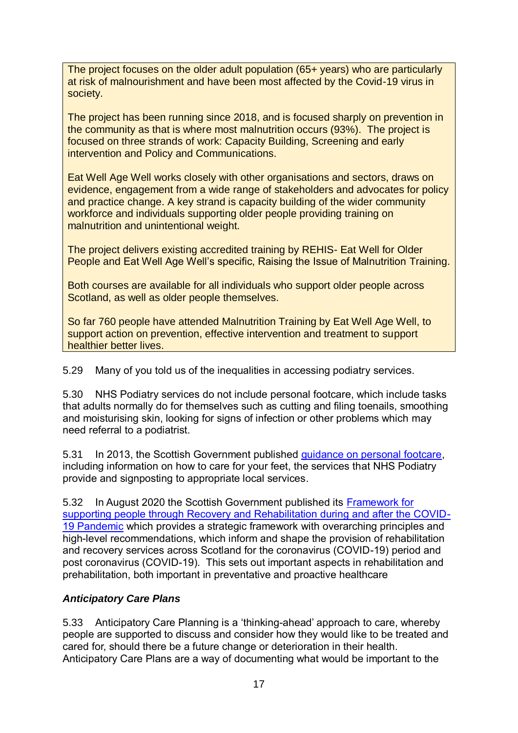The project focuses on the older adult population (65+ years) who are particularly at risk of malnourishment and have been most affected by the Covid-19 virus in society.

The project has been running since 2018, and is focused sharply on prevention in the community as that is where most malnutrition occurs (93%). The project is focused on three strands of work: Capacity Building, Screening and early intervention and Policy and Communications.

Eat Well Age Well works closely with other organisations and sectors, draws on evidence, engagement from a wide range of stakeholders and advocates for policy and practice change. A key strand is capacity building of the wider community workforce and individuals supporting older people providing training on malnutrition and unintentional weight.

The project delivers existing accredited training by REHIS- Eat Well for Older People and Eat Well Age Well's specific, Raising the Issue of Malnutrition Training.

Both courses are available for all individuals who support older people across Scotland, as well as older people themselves.

So far 760 people have attended Malnutrition Training by Eat Well Age Well, to support action on prevention, effective intervention and treatment to support healthier better lives.

5.29 Many of you told us of the inequalities in accessing podiatry services.

5.30 NHS Podiatry services do not include personal footcare, which include tasks that adults normally do for themselves such as cutting and filing toenails, smoothing and moisturising skin, looking for signs of infection or other problems which may need referral to a podiatrist.

5.31 In 2013, the Scottish Government published guidance on personal footcare, including information on how to care for your feet, the services that NHS Podiatry provide and signposting to appropriate local services.

5.32 In August 2020 the Scottish Government published its Framework for supporting people through Recovery and Rehabilitation during and after the COVID-19 Pandemic which provides a strategic framework with overarching principles and high-level recommendations, which inform and shape the provision of rehabilitation and recovery services across Scotland for the coronavirus (COVID-19) period and post coronavirus (COVID-19). This sets out important aspects in rehabilitation and prehabilitation, both important in preventative and proactive healthcare

### *Anticipatory Care Plans*

5.33 Anticipatory Care Planning is a 'thinking-ahead' approach to care, whereby people are supported to discuss and consider how they would like to be treated and cared for, should there be a future change or deterioration in their health. Anticipatory Care Plans are a way of documenting what would be important to the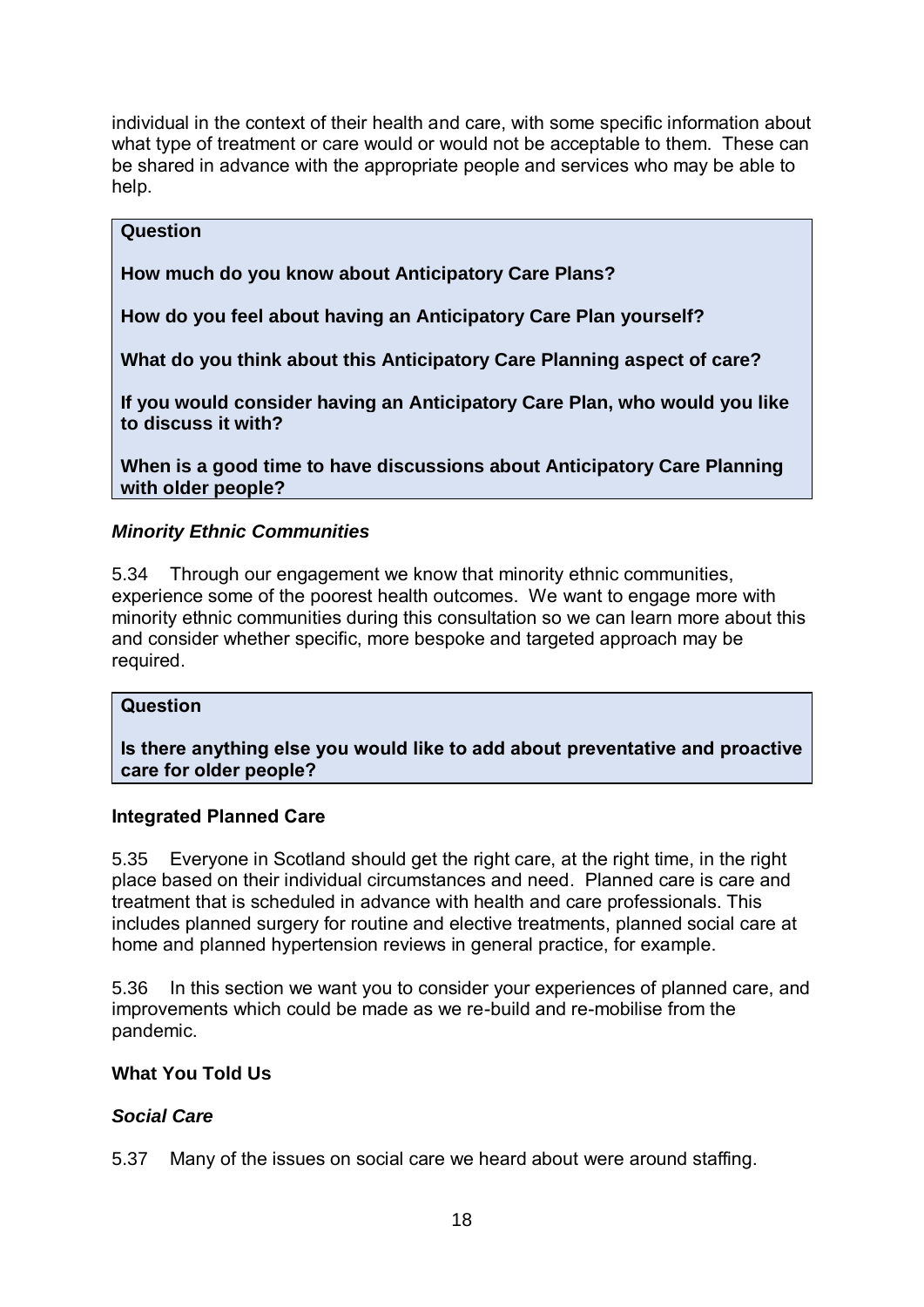individual in the context of their health and care, with some specific information about what type of treatment or care would or would not be acceptable to them. These can be shared in advance with the appropriate people and services who may be able to help.

> **Question**
>
> **How much do you know about Anticipatory Care Plans?**
>
> **How do you feel about having an Anticipatory Care Plan yourself?**
>
> **What do you think about this Anticipatory Care Planning aspect of care?**
>
> **If you would consider having an Anticipatory Care Plan, who would you like to discuss it with?**
>
> **When is a good time to have discussions about Anticipatory Care Planning with older people?**

***Minority Ethnic Communities***

5.34 Through our engagement we know that minority ethnic communities, experience some of the poorest health outcomes. We want to engage more with minority ethnic communities during this consultation so we can learn more about this and consider whether specific, more bespoke and targeted approach may be required.

> **Question**
>
> **Is there anything else you would like to add about preventative and proactive care for older people?**

**Integrated Planned Care**

5.35 Everyone in Scotland should get the right care, at the right time, in the right place based on their individual circumstances and need. Planned care is care and treatment that is scheduled in advance with health and care professionals. This includes planned surgery for routine and elective treatments, planned social care at home and planned hypertension reviews in general practice, for example.

5.36 In this section we want you to consider your experiences of planned care, and improvements which could be made as we re-build and re-mobilise from the pandemic.

**What You Told Us**

***Social Care***

5.37 Many of the issues on social care we heard about were around staffing.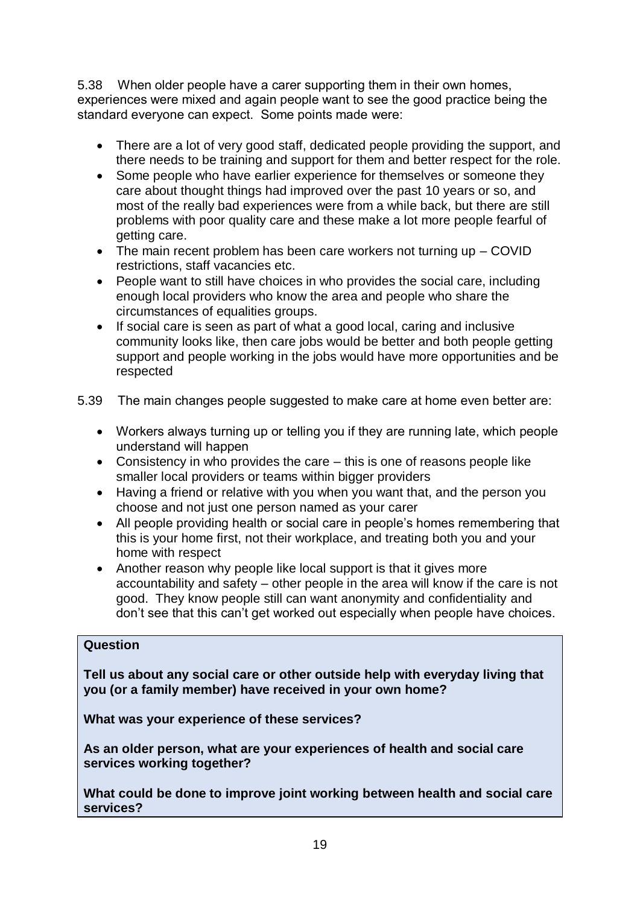5.38 When older people have a carer supporting them in their own homes, experiences were mixed and again people want to see the good practice being the standard everyone can expect. Some points made were:

- There are a lot of very good staff, dedicated people providing the support, and there needs to be training and support for them and better respect for the role.
- Some people who have earlier experience for themselves or someone they care about thought things had improved over the past 10 years or so, and most of the really bad experiences were from a while back, but there are still problems with poor quality care and these make a lot more people fearful of getting care.
- The main recent problem has been care workers not turning up – COVID restrictions, staff vacancies etc.
- People want to still have choices in who provides the social care, including enough local providers who know the area and people who share the circumstances of equalities groups.
- If social care is seen as part of what a good local, caring and inclusive community looks like, then care jobs would be better and both people getting support and people working in the jobs would have more opportunities and be respected

5.39 The main changes people suggested to make care at home even better are:

- Workers always turning up or telling you if they are running late, which people understand will happen
- Consistency in who provides the care – this is one of reasons people like smaller local providers or teams within bigger providers
- Having a friend or relative with you when you want that, and the person you choose and not just one person named as your carer
- All people providing health or social care in people's homes remembering that this is your home first, not their workplace, and treating both you and your home with respect
- Another reason why people like local support is that it gives more accountability and safety – other people in the area will know if the care is not good. They know people still can want anonymity and confidentiality and don't see that this can't get worked out especially when people have choices.

**Question**

**Tell us about any social care or other outside help with everyday living that you (or a family member) have received in your own home?**

**What was your experience of these services?**

**As an older person, what are your experiences of health and social care services working together?**

**What could be done to improve joint working between health and social care services?**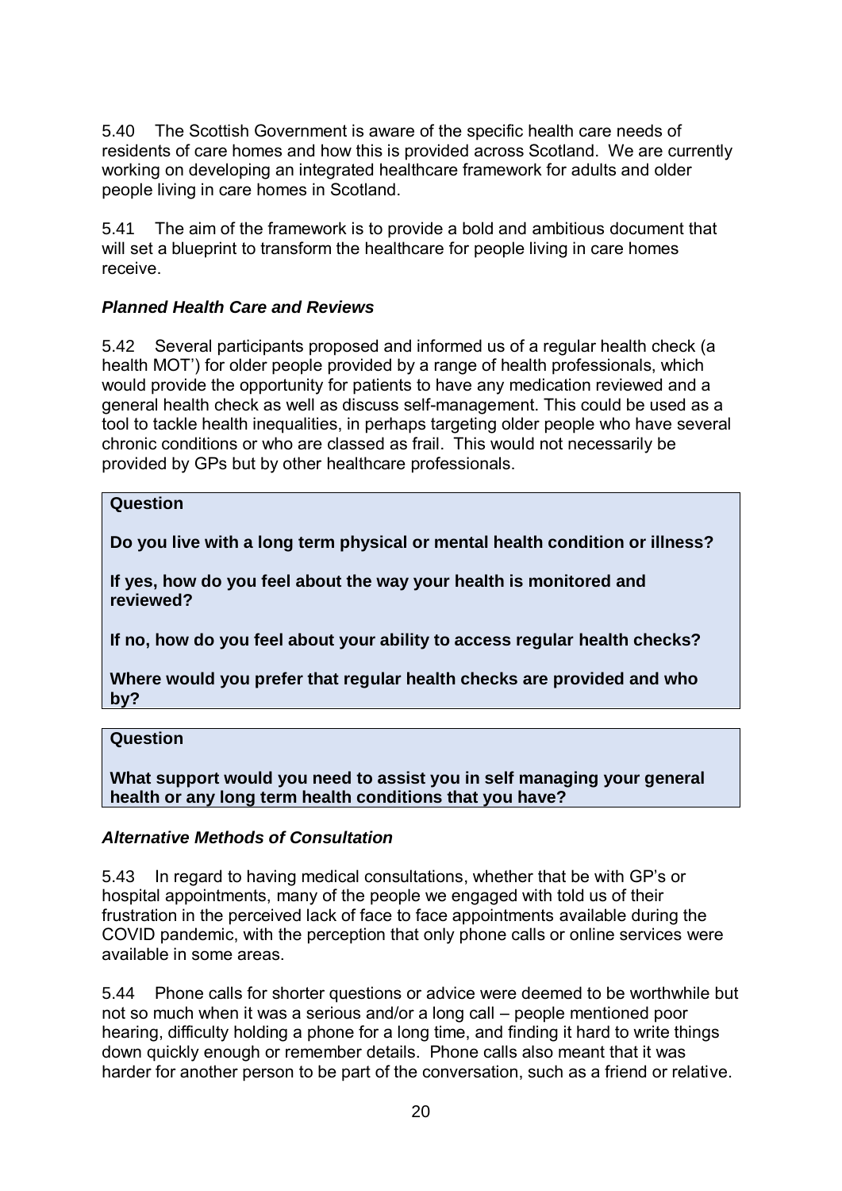5.40 The Scottish Government is aware of the specific health care needs of residents of care homes and how this is provided across Scotland. We are currently working on developing an integrated healthcare framework for adults and older people living in care homes in Scotland.

5.41 The aim of the framework is to provide a bold and ambitious document that will set a blueprint to transform the healthcare for people living in care homes receive.

### *Planned Health Care and Reviews*

5.42 Several participants proposed and informed us of a regular health check (a health MOT') for older people provided by a range of health professionals, which would provide the opportunity for patients to have any medication reviewed and a general health check as well as discuss self-management. This could be used as a tool to tackle health inequalities, in perhaps targeting older people who have several chronic conditions or who are classed as frail. This would not necessarily be provided by GPs but by other healthcare professionals.

**Question**

**Do you live with a long term physical or mental health condition or illness?**

**If yes, how do you feel about the way your health is monitored and reviewed?**

**If no, how do you feel about your ability to access regular health checks?**

**Where would you prefer that regular health checks are provided and who by?**

**Question**

**What support would you need to assist you in self managing your general health or any long term health conditions that you have?**

### *Alternative Methods of Consultation*

5.43 In regard to having medical consultations, whether that be with GP's or hospital appointments, many of the people we engaged with told us of their frustration in the perceived lack of face to face appointments available during the COVID pandemic, with the perception that only phone calls or online services were available in some areas.

5.44 Phone calls for shorter questions or advice were deemed to be worthwhile but not so much when it was a serious and/or a long call – people mentioned poor hearing, difficulty holding a phone for a long time, and finding it hard to write things down quickly enough or remember details. Phone calls also meant that it was harder for another person to be part of the conversation, such as a friend or relative.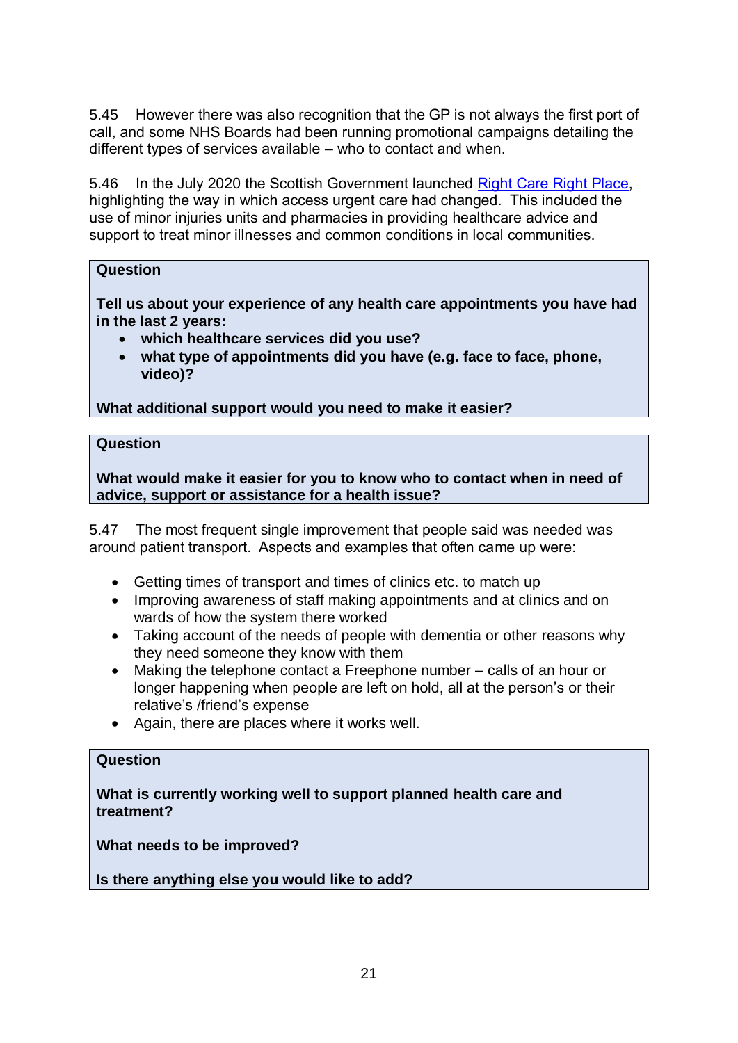5.45 However there was also recognition that the GP is not always the first port of call, and some NHS Boards had been running promotional campaigns detailing the different types of services available – who to contact and when.

5.46 In the July 2020 the Scottish Government launched [Right Care Right Place](), highlighting the way in which access urgent care had changed. This included the use of minor injuries units and pharmacies in providing healthcare advice and support to treat minor illnesses and common conditions in local communities.

> **Question**
>
> **Tell us about your experience of any health care appointments you have had in the last 2 years:**
>
> - **which healthcare services did you use?**
> - **what type of appointments did you have (e.g. face to face, phone, video)?**
>
> **What additional support would you need to make it easier?**

> **Question**
>
> **What would make it easier for you to know who to contact when in need of advice, support or assistance for a health issue?**

5.47 The most frequent single improvement that people said was needed was around patient transport. Aspects and examples that often came up were:

- Getting times of transport and times of clinics etc. to match up
- Improving awareness of staff making appointments and at clinics and on wards of how the system there worked
- Taking account of the needs of people with dementia or other reasons why they need someone they know with them
- Making the telephone contact a Freephone number – calls of an hour or longer happening when people are left on hold, all at the person's or their relative's /friend's expense
- Again, there are places where it works well.

> **Question**
>
> **What is currently working well to support planned health care and treatment?**
>
> **What needs to be improved?**
>
> **Is there anything else you would like to add?**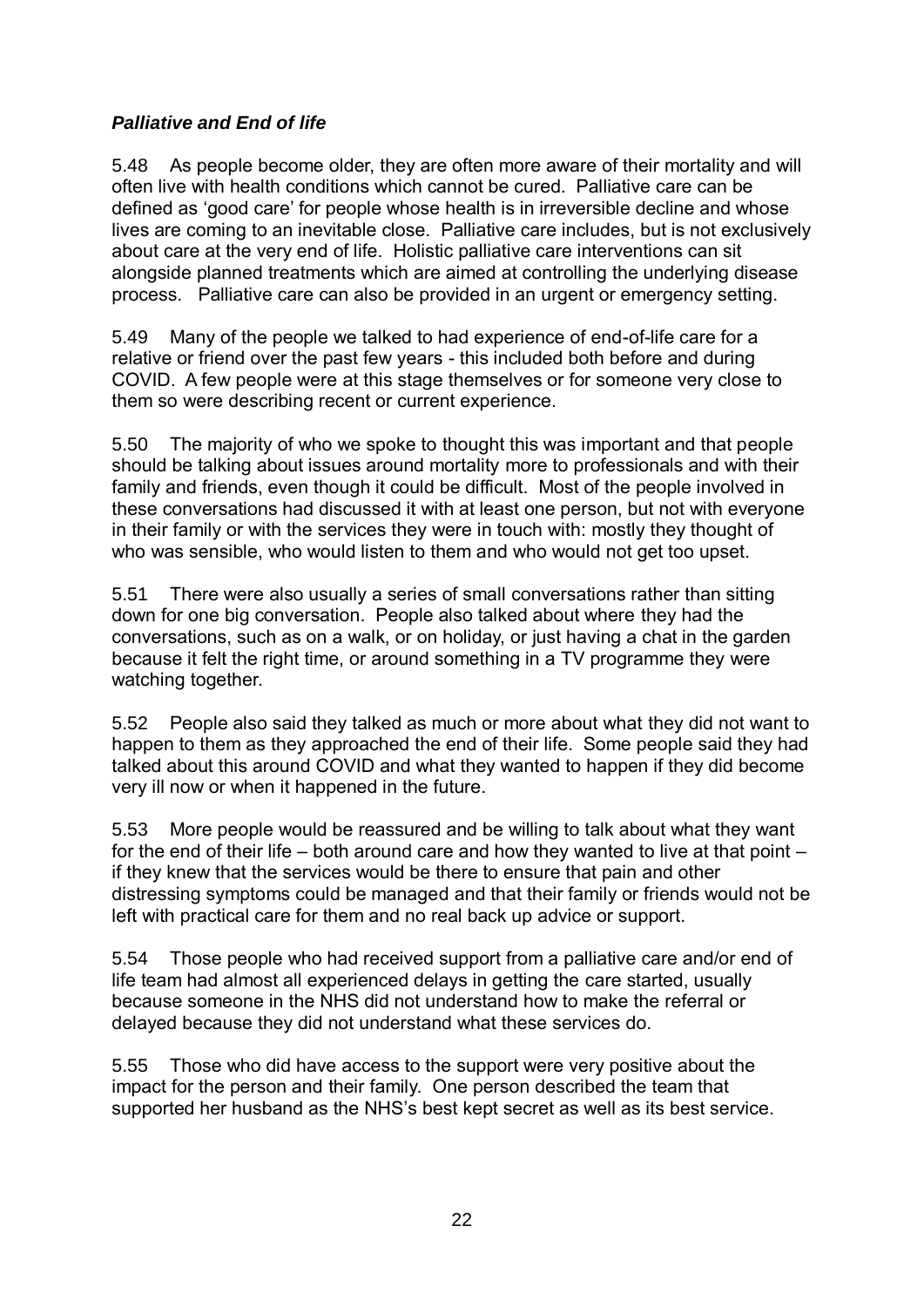***Palliative and End of life***

5.48 As people become older, they are often more aware of their mortality and will often live with health conditions which cannot be cured. Palliative care can be defined as 'good care' for people whose health is in irreversible decline and whose lives are coming to an inevitable close. Palliative care includes, but is not exclusively about care at the very end of life. Holistic palliative care interventions can sit alongside planned treatments which are aimed at controlling the underlying disease process. Palliative care can also be provided in an urgent or emergency setting.

5.49 Many of the people we talked to had experience of end-of-life care for a relative or friend over the past few years - this included both before and during COVID. A few people were at this stage themselves or for someone very close to them so were describing recent or current experience.

5.50 The majority of who we spoke to thought this was important and that people should be talking about issues around mortality more to professionals and with their family and friends, even though it could be difficult. Most of the people involved in these conversations had discussed it with at least one person, but not with everyone in their family or with the services they were in touch with: mostly they thought of who was sensible, who would listen to them and who would not get too upset.

5.51 There were also usually a series of small conversations rather than sitting down for one big conversation. People also talked about where they had the conversations, such as on a walk, or on holiday, or just having a chat in the garden because it felt the right time, or around something in a TV programme they were watching together.

5.52 People also said they talked as much or more about what they did not want to happen to them as they approached the end of their life. Some people said they had talked about this around COVID and what they wanted to happen if they did become very ill now or when it happened in the future.

5.53 More people would be reassured and be willing to talk about what they want for the end of their life – both around care and how they wanted to live at that point – if they knew that the services would be there to ensure that pain and other distressing symptoms could be managed and that their family or friends would not be left with practical care for them and no real back up advice or support.

5.54 Those people who had received support from a palliative care and/or end of life team had almost all experienced delays in getting the care started, usually because someone in the NHS did not understand how to make the referral or delayed because they did not understand what these services do.

5.55 Those who did have access to the support were very positive about the impact for the person and their family. One person described the team that supported her husband as the NHS's best kept secret as well as its best service.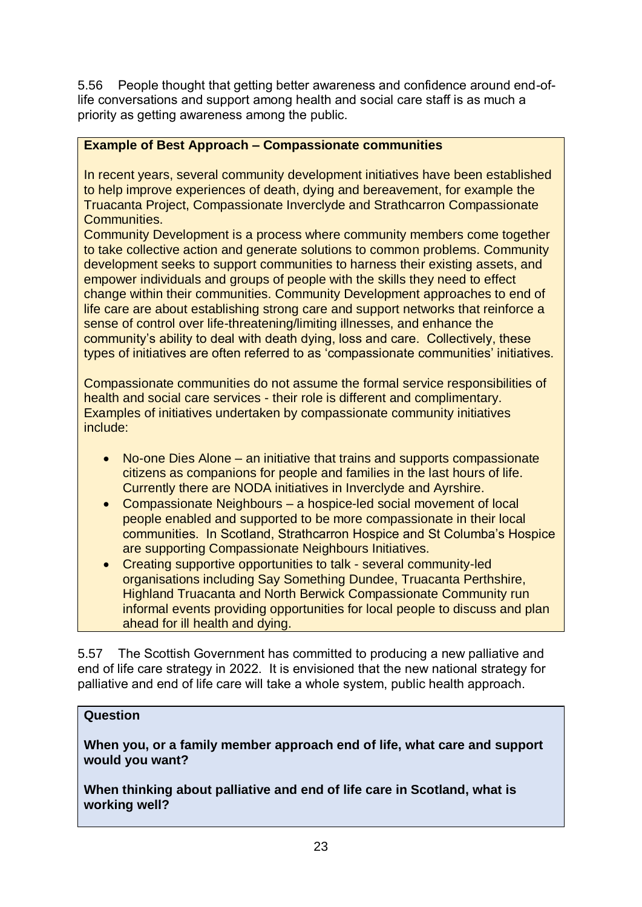5.56 People thought that getting better awareness and confidence around end-of-life conversations and support among health and social care staff is as much a priority as getting awareness among the public.

**Example of Best Approach – Compassionate communities**

In recent years, several community development initiatives have been established to help improve experiences of death, dying and bereavement, for example the Truacanta Project, Compassionate Inverclyde and Strathcarron Compassionate Communities.
Community Development is a process where community members come together to take collective action and generate solutions to common problems. Community development seeks to support communities to harness their existing assets, and empower individuals and groups of people with the skills they need to effect change within their communities. Community Development approaches to end of life care are about establishing strong care and support networks that reinforce a sense of control over life-threatening/limiting illnesses, and enhance the community's ability to deal with death dying, loss and care. Collectively, these types of initiatives are often referred to as 'compassionate communities' initiatives.

Compassionate communities do not assume the formal service responsibilities of health and social care services - their role is different and complimentary. Examples of initiatives undertaken by compassionate community initiatives include:

- No-one Dies Alone – an initiative that trains and supports compassionate citizens as companions for people and families in the last hours of life. Currently there are NODA initiatives in Inverclyde and Ayrshire.
- Compassionate Neighbours – a hospice-led social movement of local people enabled and supported to be more compassionate in their local communities. In Scotland, Strathcarron Hospice and St Columba's Hospice are supporting Compassionate Neighbours Initiatives.
- Creating supportive opportunities to talk - several community-led organisations including Say Something Dundee, Truacanta Perthshire, Highland Truacanta and North Berwick Compassionate Community run informal events providing opportunities for local people to discuss and plan ahead for ill health and dying.

5.57 The Scottish Government has committed to producing a new palliative and end of life care strategy in 2022. It is envisioned that the new national strategy for palliative and end of life care will take a whole system, public health approach.

**Question**

**When you, or a family member approach end of life, what care and support would you want?**

**When thinking about palliative and end of life care in Scotland, what is working well?**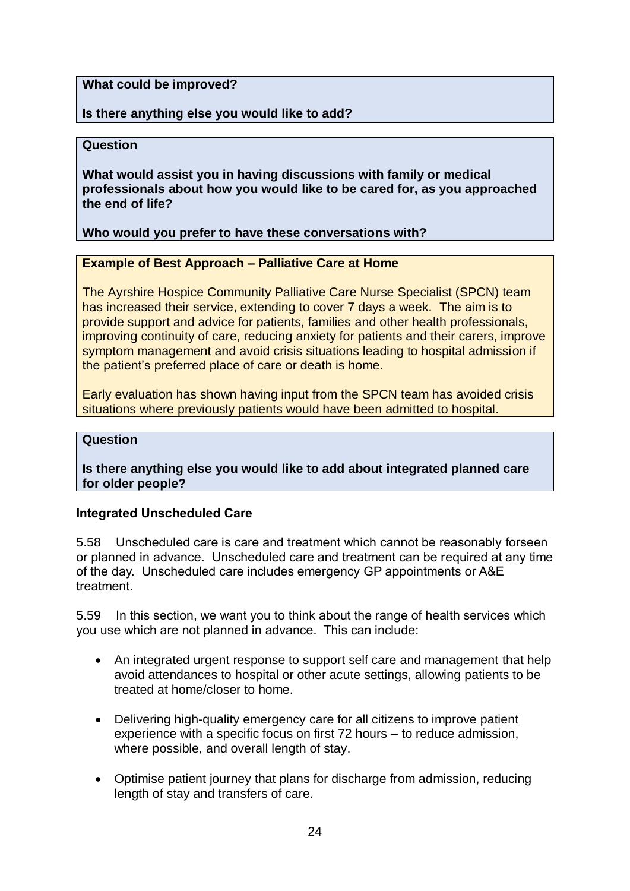**What could be improved?**

**Is there anything else you would like to add?**

**Question**

**What would assist you in having discussions with family or medical professionals about how you would like to be cared for, as you approached the end of life?**

**Who would you prefer to have these conversations with?**

**Example of Best Approach – Palliative Care at Home**

The Ayrshire Hospice Community Palliative Care Nurse Specialist (SPCN) team has increased their service, extending to cover 7 days a week. The aim is to provide support and advice for patients, families and other health professionals, improving continuity of care, reducing anxiety for patients and their carers, improve symptom management and avoid crisis situations leading to hospital admission if the patient's preferred place of care or death is home.

Early evaluation has shown having input from the SPCN team has avoided crisis situations where previously patients would have been admitted to hospital.

**Question**

**Is there anything else you would like to add about integrated planned care for older people?**

### Integrated Unscheduled Care

5.58 Unscheduled care is care and treatment which cannot be reasonably forseen or planned in advance. Unscheduled care and treatment can be required at any time of the day. Unscheduled care includes emergency GP appointments or A&E treatment.

5.59 In this section, we want you to think about the range of health services which you use which are not planned in advance. This can include:

- An integrated urgent response to support self care and management that help avoid attendances to hospital or other acute settings, allowing patients to be treated at home/closer to home.
- Delivering high-quality emergency care for all citizens to improve patient experience with a specific focus on first 72 hours – to reduce admission, where possible, and overall length of stay.
- Optimise patient journey that plans for discharge from admission, reducing length of stay and transfers of care.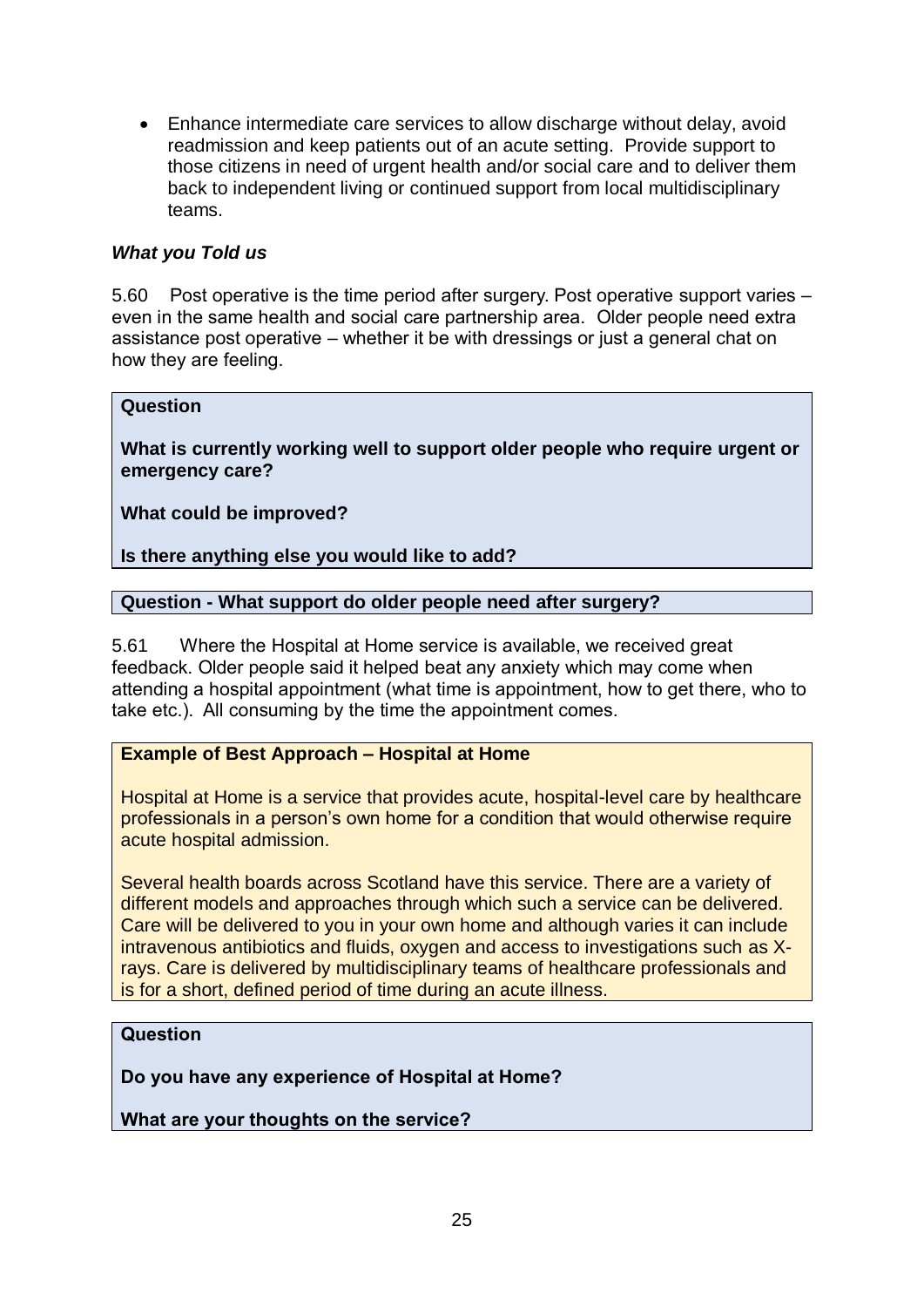- Enhance intermediate care services to allow discharge without delay, avoid readmission and keep patients out of an acute setting. Provide support to those citizens in need of urgent health and/or social care and to deliver them back to independent living or continued support from local multidisciplinary teams.

***What you Told us***

5.60 Post operative is the time period after surgery. Post operative support varies – even in the same health and social care partnership area. Older people need extra assistance post operative – whether it be with dressings or just a general chat on how they are feeling.

**Question**

**What is currently working well to support older people who require urgent or emergency care?**

**What could be improved?**

**Is there anything else you would like to add?**

**Question - What support do older people need after surgery?**

5.61 Where the Hospital at Home service is available, we received great feedback. Older people said it helped beat any anxiety which may come when attending a hospital appointment (what time is appointment, how to get there, who to take etc.). All consuming by the time the appointment comes.

**Example of Best Approach – Hospital at Home**

Hospital at Home is a service that provides acute, hospital-level care by healthcare professionals in a person's own home for a condition that would otherwise require acute hospital admission.

Several health boards across Scotland have this service. There are a variety of different models and approaches through which such a service can be delivered. Care will be delivered to you in your own home and although varies it can include intravenous antibiotics and fluids, oxygen and access to investigations such as X-rays. Care is delivered by multidisciplinary teams of healthcare professionals and is for a short, defined period of time during an acute illness.

**Question**

**Do you have any experience of Hospital at Home?**

**What are your thoughts on the service?**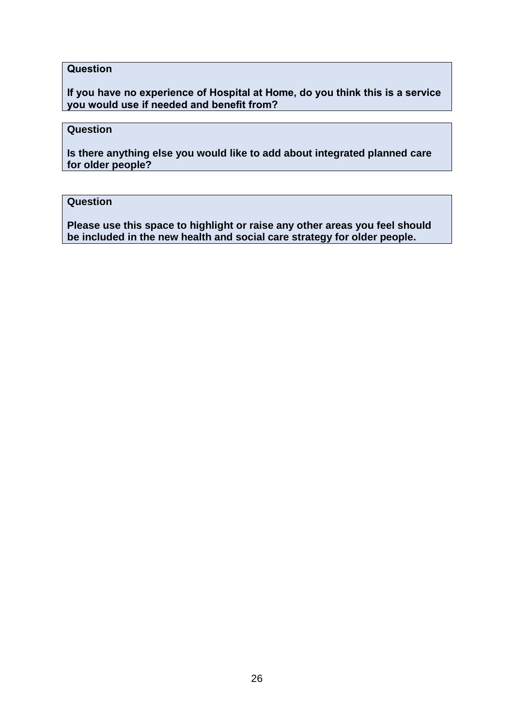**Question**

**If you have no experience of Hospital at Home, do you think this is a service you would use if needed and benefit from?**

**Question**

**Is there anything else you would like to add about integrated planned care for older people?**

**Question**

**Please use this space to highlight or raise any other areas you feel should be included in the new health and social care strategy for older people.**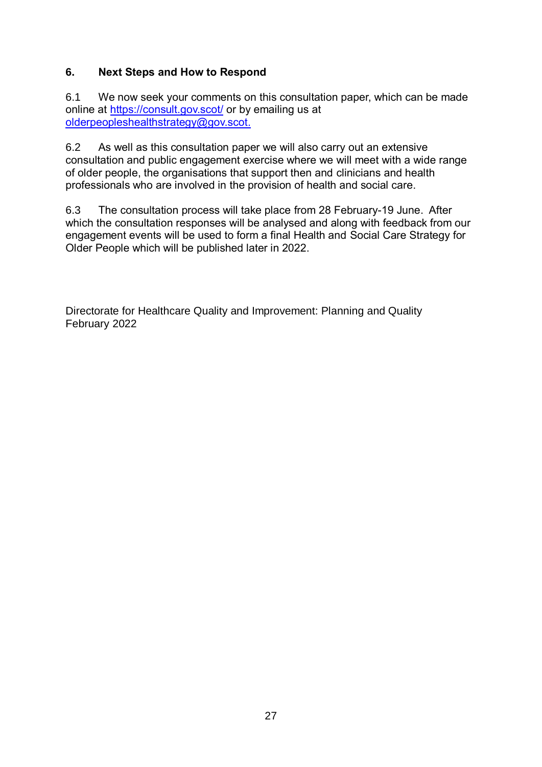## 6. Next Steps and How to Respond

6.1 We now seek your comments on this consultation paper, which can be made online at https://consult.gov.scot/ or by emailing us at olderpeopleshealthstrategy@gov.scot.

6.2 As well as this consultation paper we will also carry out an extensive consultation and public engagement exercise where we will meet with a wide range of older people, the organisations that support then and clinicians and health professionals who are involved in the provision of health and social care.

6.3 The consultation process will take place from 28 February-19 June. After which the consultation responses will be analysed and along with feedback from our engagement events will be used to form a final Health and Social Care Strategy for Older People which will be published later in 2022.

Directorate for Healthcare Quality and Improvement: Planning and Quality
February 2022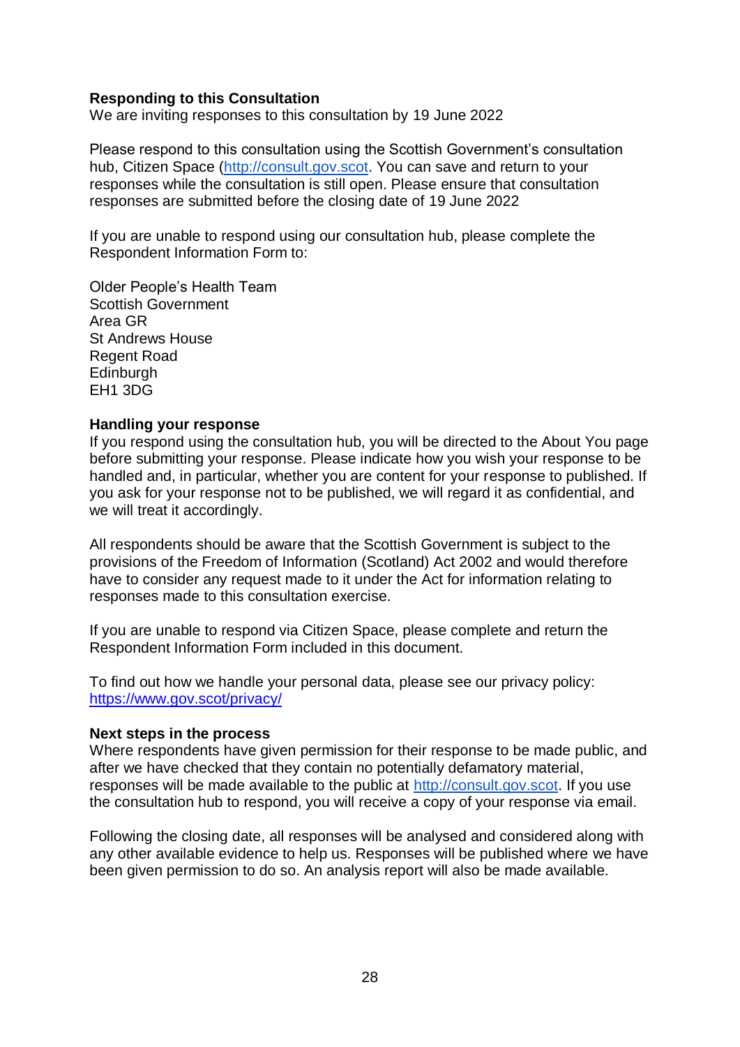**Responding to this Consultation**
We are inviting responses to this consultation by 19 June 2022

Please respond to this consultation using the Scottish Government's consultation hub, Citizen Space (http://consult.gov.scot. You can save and return to your responses while the consultation is still open. Please ensure that consultation responses are submitted before the closing date of 19 June 2022

If you are unable to respond using our consultation hub, please complete the Respondent Information Form to:

Older People's Health Team
Scottish Government
Area GR
St Andrews House
Regent Road
Edinburgh
EH1 3DG

**Handling your response**
If you respond using the consultation hub, you will be directed to the About You page before submitting your response. Please indicate how you wish your response to be handled and, in particular, whether you are content for your response to published. If you ask for your response not to be published, we will regard it as confidential, and we will treat it accordingly.

All respondents should be aware that the Scottish Government is subject to the provisions of the Freedom of Information (Scotland) Act 2002 and would therefore have to consider any request made to it under the Act for information relating to responses made to this consultation exercise.

If you are unable to respond via Citizen Space, please complete and return the Respondent Information Form included in this document.

To find out how we handle your personal data, please see our privacy policy: https://www.gov.scot/privacy/

**Next steps in the process**
Where respondents have given permission for their response to be made public, and after we have checked that they contain no potentially defamatory material, responses will be made available to the public at http://consult.gov.scot. If you use the consultation hub to respond, you will receive a copy of your response via email.

Following the closing date, all responses will be analysed and considered along with any other available evidence to help us. Responses will be published where we have been given permission to do so. An analysis report will also be made available.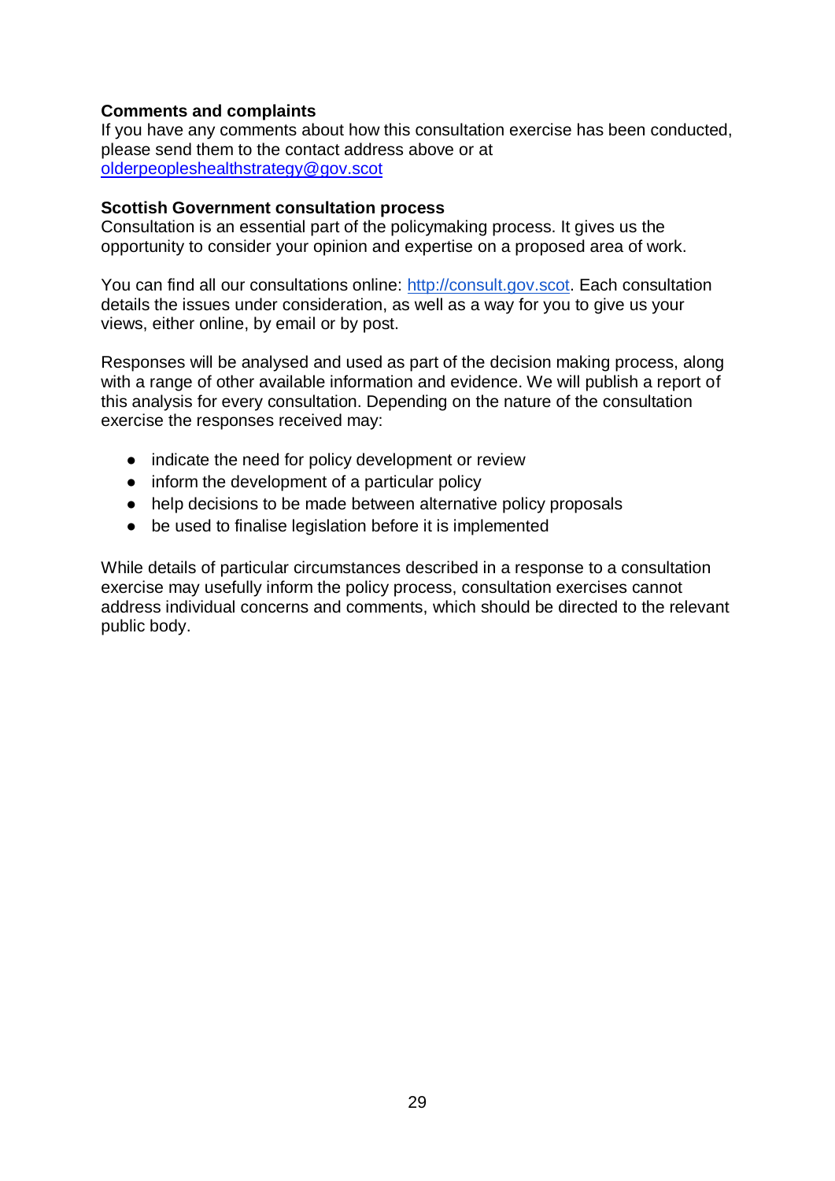**Comments and complaints**
If you have any comments about how this consultation exercise has been conducted, please send them to the contact address above or at
olderpeopleshealthstrategy@gov.scot

**Scottish Government consultation process**
Consultation is an essential part of the policymaking process. It gives us the opportunity to consider your opinion and expertise on a proposed area of work.

You can find all our consultations online: http://consult.gov.scot. Each consultation details the issues under consideration, as well as a way for you to give us your views, either online, by email or by post.

Responses will be analysed and used as part of the decision making process, along with a range of other available information and evidence. We will publish a report of this analysis for every consultation. Depending on the nature of the consultation exercise the responses received may:

- indicate the need for policy development or review
- inform the development of a particular policy
- help decisions to be made between alternative policy proposals
- be used to finalise legislation before it is implemented

While details of particular circumstances described in a response to a consultation exercise may usefully inform the policy process, consultation exercises cannot address individual concerns and comments, which should be directed to the relevant public body.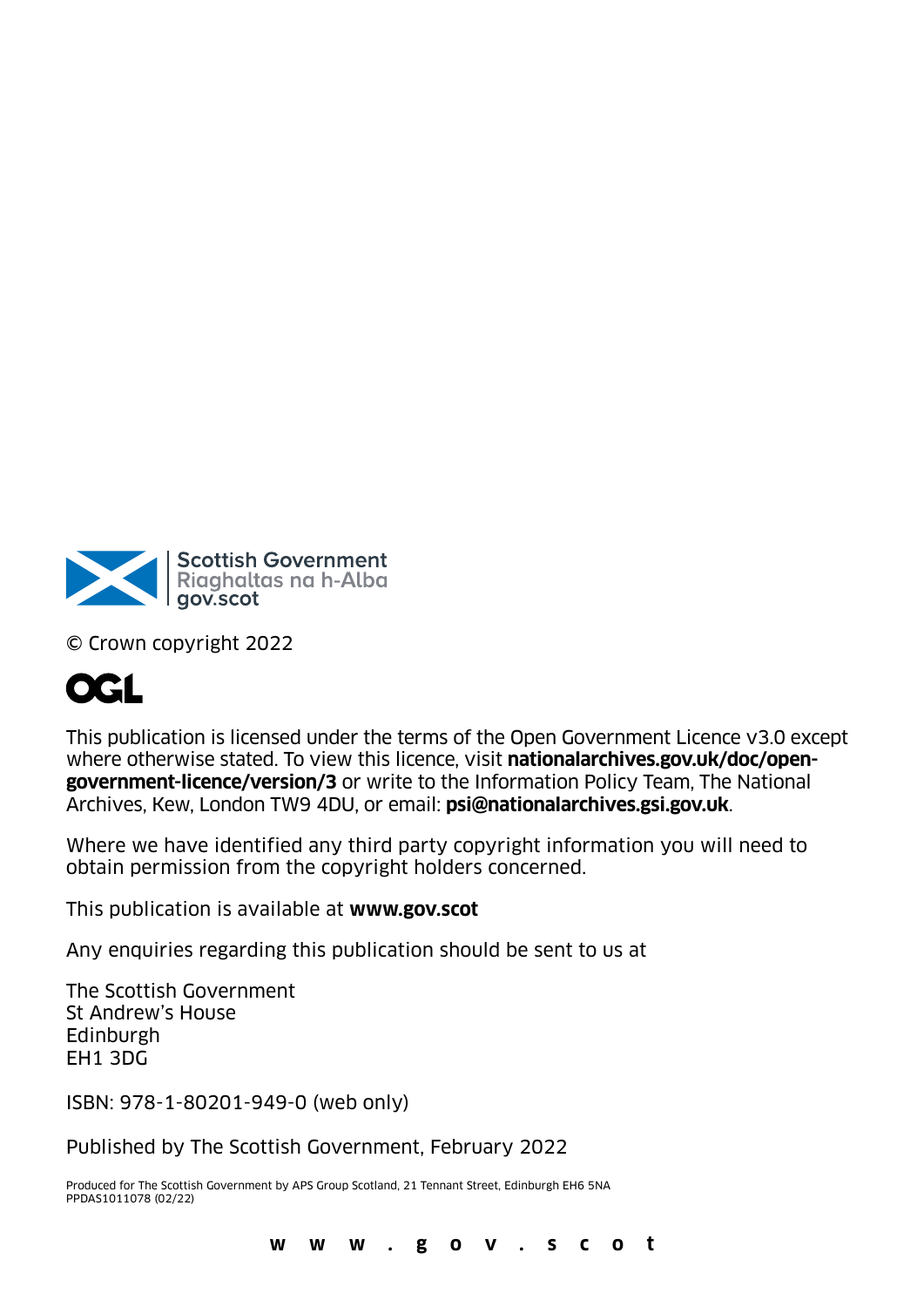Scottish Government
Riaghaltas na h-Alba
gov.scot

© Crown copyright 2022

OGL

This publication is licensed under the terms of the Open Government Licence v3.0 except where otherwise stated. To view this licence, visit **nationalarchives.gov.uk/doc/open-government-licence/version/3** or write to the Information Policy Team, The National Archives, Kew, London TW9 4DU, or email: **psi@nationalarchives.gsi.gov.uk**.

Where we have identified any third party copyright information you will need to obtain permission from the copyright holders concerned.

This publication is available at **www.gov.scot**

Any enquiries regarding this publication should be sent to us at

The Scottish Government
St Andrew's House
Edinburgh
EH1 3DG

ISBN: 978-1-80201-949-0 (web only)

Published by The Scottish Government, February 2022

Produced for The Scottish Government by APS Group Scotland, 21 Tennant Street, Edinburgh EH6 5NA
PPDAS1011078 (02/22)

**w w w . g o v . s c o t**